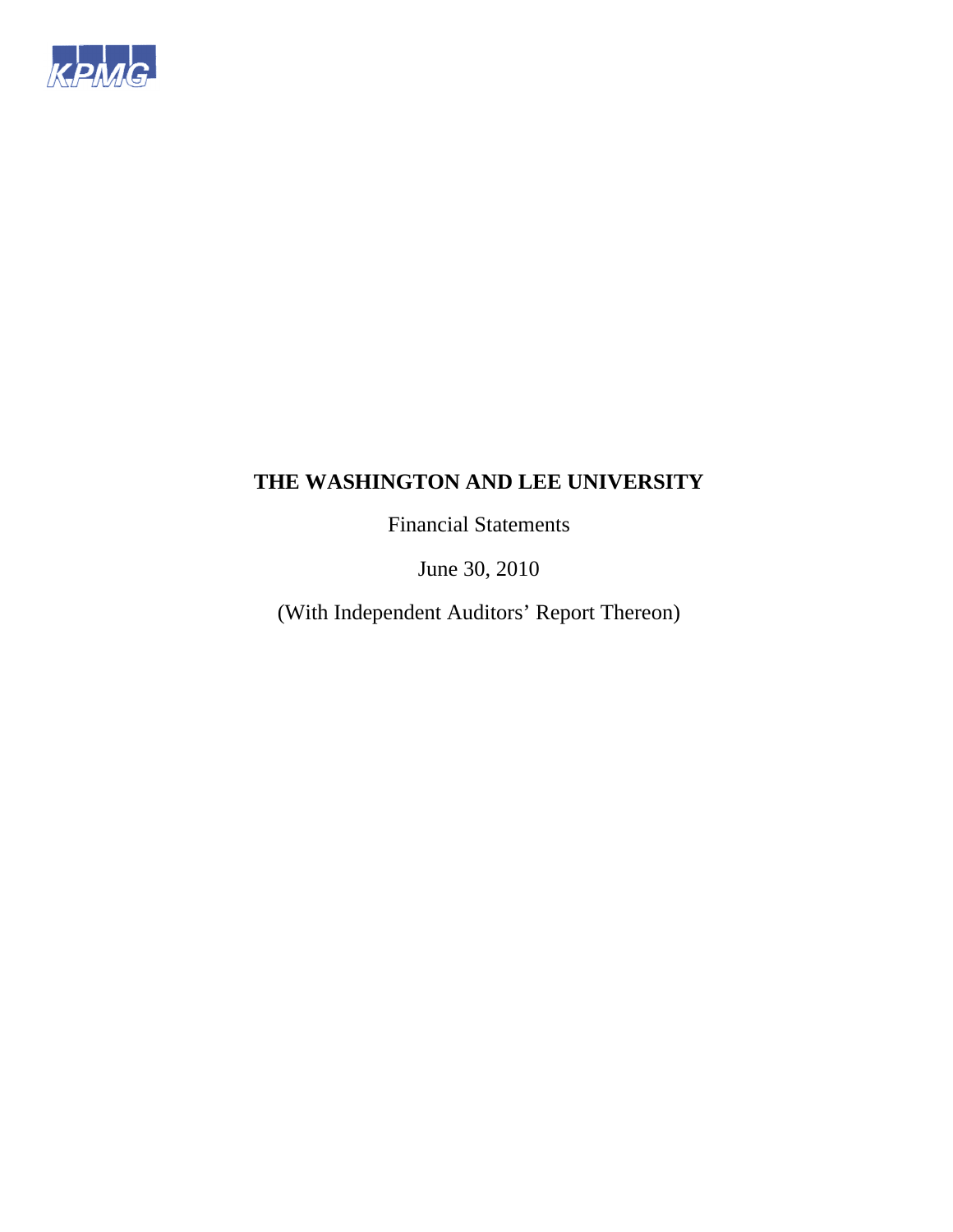KPMG

# THE WASHINGTON AND LEE UNIVERSITY

Financial Statements

June 30, 2010

(With Independent Auditors' Report Thereon)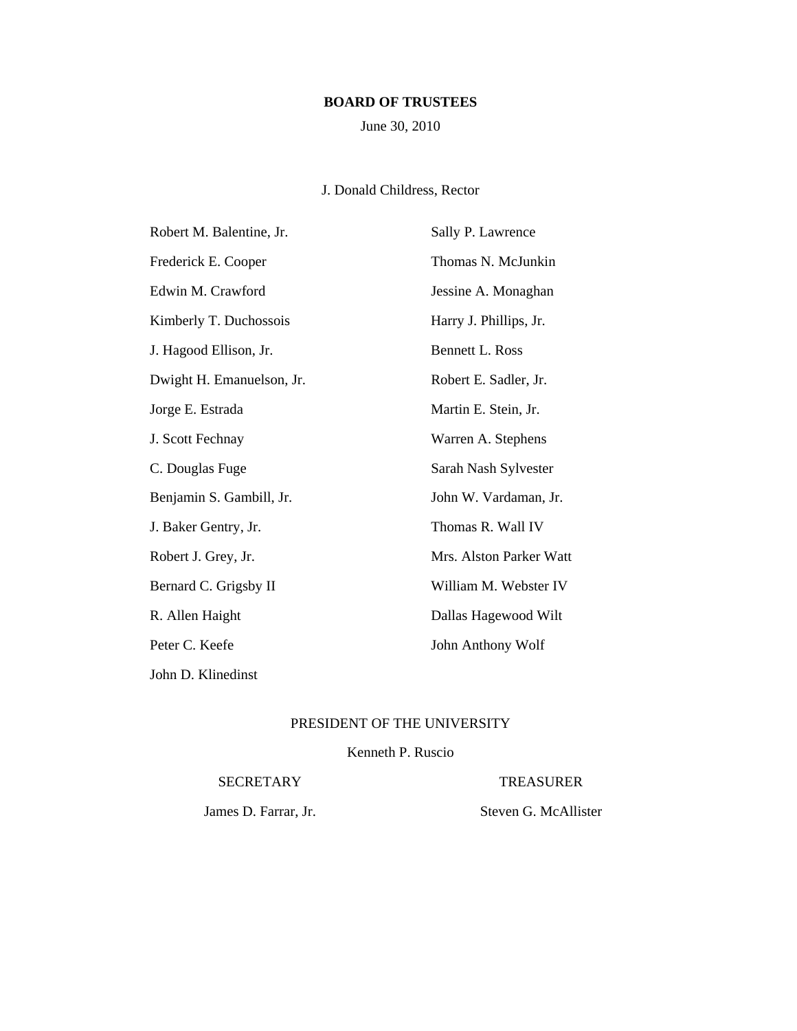# BOARD OF TRUSTEES

June 30, 2010

J. Donald Childress, Rector

Robert M. Balentine, Jr.

Frederick E. Cooper

Edwin M. Crawford

Kimberly T. Duchossois

J. Hagood Ellison, Jr.

Dwight H. Emanuelson, Jr.

Jorge E. Estrada

J. Scott Fechnay

C. Douglas Fuge

Benjamin S. Gambill, Jr.

J. Baker Gentry, Jr.

Robert J. Grey, Jr.

Bernard C. Grigsby II

R. Allen Haight

Peter C. Keefe

John D. Klinedinst

Sally P. Lawrence

Thomas N. McJunkin

Jessine A. Monaghan

Harry J. Phillips, Jr.

Bennett L. Ross

Robert E. Sadler, Jr.

Martin E. Stein, Jr.

Warren A. Stephens

Sarah Nash Sylvester

John W. Vardaman, Jr.

Thomas R. Wall IV

Mrs. Alston Parker Watt

William M. Webster IV

Dallas Hagewood Wilt

John Anthony Wolf

PRESIDENT OF THE UNIVERSITY

Kenneth P. Ruscio

SECRETARY

James D. Farrar, Jr.

TREASURER

Steven G. McAllister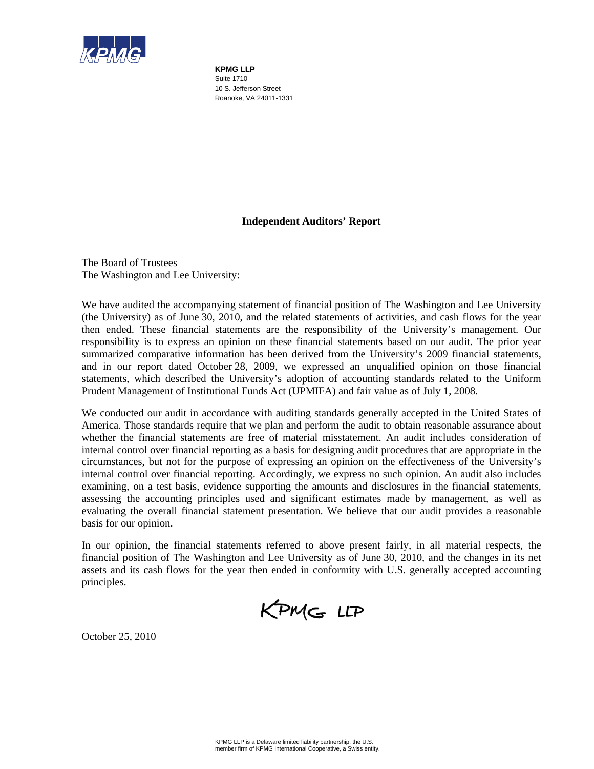**KPMG LLP**
Suite 1710
10 S. Jefferson Street
Roanoke, VA 24011-1331

## Independent Auditors' Report

The Board of Trustees
The Washington and Lee University:

We have audited the accompanying statement of financial position of The Washington and Lee University (the University) as of June 30, 2010, and the related statements of activities, and cash flows for the year then ended. These financial statements are the responsibility of the University's management. Our responsibility is to express an opinion on these financial statements based on our audit. The prior year summarized comparative information has been derived from the University's 2009 financial statements, and in our report dated October 28, 2009, we expressed an unqualified opinion on those financial statements, which described the University's adoption of accounting standards related to the Uniform Prudent Management of Institutional Funds Act (UPMIFA) and fair value as of July 1, 2008.

We conducted our audit in accordance with auditing standards generally accepted in the United States of America. Those standards require that we plan and perform the audit to obtain reasonable assurance about whether the financial statements are free of material misstatement. An audit includes consideration of internal control over financial reporting as a basis for designing audit procedures that are appropriate in the circumstances, but not for the purpose of expressing an opinion on the effectiveness of the University's internal control over financial reporting. Accordingly, we express no such opinion. An audit also includes examining, on a test basis, evidence supporting the amounts and disclosures in the financial statements, assessing the accounting principles used and significant estimates made by management, as well as evaluating the overall financial statement presentation. We believe that our audit provides a reasonable basis for our opinion.

In our opinion, the financial statements referred to above present fairly, in all material respects, the financial position of The Washington and Lee University as of June 30, 2010, and the changes in its net assets and its cash flows for the year then ended in conformity with U.S. generally accepted accounting principles.

KPMG LLP

October 25, 2010

KPMG LLP is a Delaware limited liability partnership, the U.S. member firm of KPMG International Cooperative, a Swiss entity.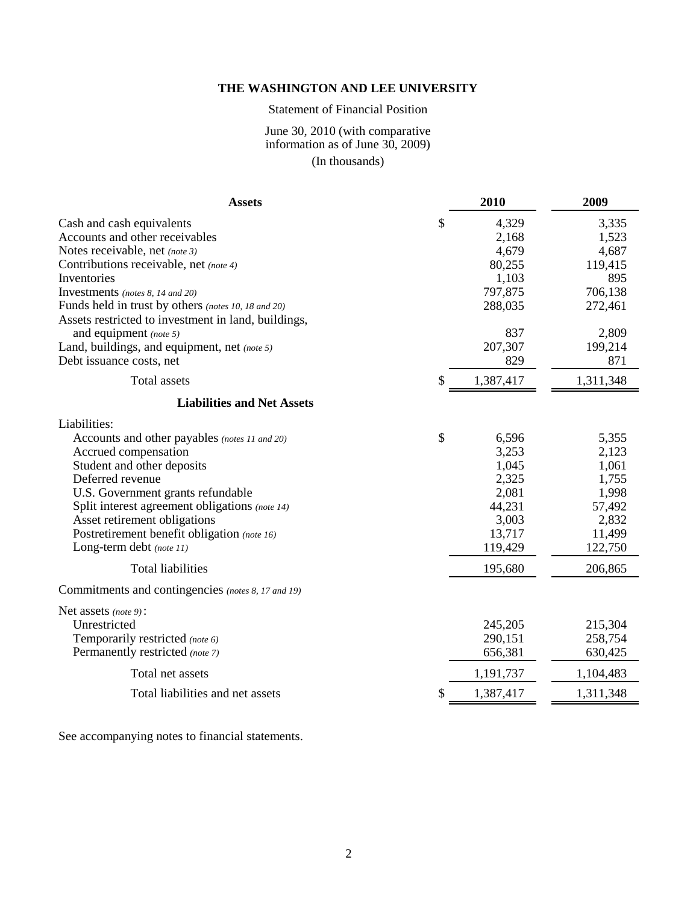# THE WASHINGTON AND LEE UNIVERSITY

Statement of Financial Position

June 30, 2010 (with comparative information as of June 30, 2009)

(In thousands)

| Assets | | 2010 | 2009 |
|---|---|---|---|
| Cash and cash equivalents | $ | 4,329 | 3,335 |
| Accounts and other receivables | | 2,168 | 1,523 |
| Notes receivable, net *(note 3)* | | 4,679 | 4,687 |
| Contributions receivable, net *(note 4)* | | 80,255 | 119,415 |
| Inventories | | 1,103 | 895 |
| Investments *(notes 8, 14 and 20)* | | 797,875 | 706,138 |
| Funds held in trust by others *(notes 10, 18 and 20)* | | 288,035 | 272,461 |
| Assets restricted to investment in land, buildings, and equipment *(note 5)* | | 837 | 2,809 |
| Land, buildings, and equipment, net *(note 5)* | | 207,307 | 199,214 |
| Debt issuance costs, net | | 829 | 871 |
| Total assets | $ | 1,387,417 | 1,311,348 |
| **Liabilities and Net Assets** | | | |
| Liabilities: | | | |
| Accounts and other payables *(notes 11 and 20)* | $ | 6,596 | 5,355 |
| Accrued compensation | | 3,253 | 2,123 |
| Student and other deposits | | 1,045 | 1,061 |
| Deferred revenue | | 2,325 | 1,755 |
| U.S. Government grants refundable | | 2,081 | 1,998 |
| Split interest agreement obligations *(note 14)* | | 44,231 | 57,492 |
| Asset retirement obligations | | 3,003 | 2,832 |
| Postretirement benefit obligation *(note 16)* | | 13,717 | 11,499 |
| Long-term debt *(note 11)* | | 119,429 | 122,750 |
| Total liabilities | | 195,680 | 206,865 |
| Commitments and contingencies *(notes 8, 17 and 19)* | | | |
| Net assets *(note 9)*: | | | |
| Unrestricted | | 245,205 | 215,304 |
| Temporarily restricted *(note 6)* | | 290,151 | 258,754 |
| Permanently restricted *(note 7)* | | 656,381 | 630,425 |
| Total net assets | | 1,191,737 | 1,104,483 |
| Total liabilities and net assets | $ | 1,387,417 | 1,311,348 |

See accompanying notes to financial statements.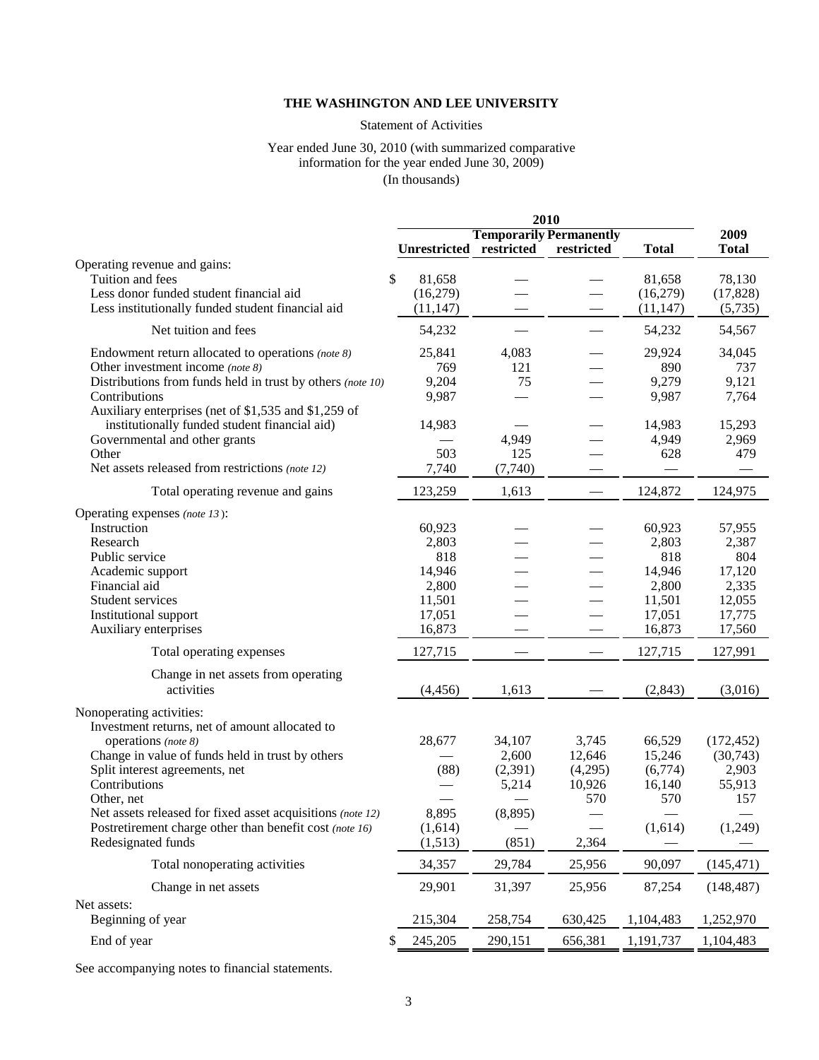# THE WASHINGTON AND LEE UNIVERSITY

Statement of Activities

Year ended June 30, 2010 (with summarized comparative information for the year ended June 30, 2009)

(In thousands)

| | 2010 | | | | 2009 |
|---|---|---|---|---|---|
| | Unrestricted | Temporarily restricted | Permanently restricted | Total | Total |
| Operating revenue and gains: | | | | | |
| Tuition and fees | $ 81,658 | — | — | 81,658 | 78,130 |
| Less donor funded student financial aid | (16,279) | — | — | (16,279) | (17,828) |
| Less institutionally funded student financial aid | (11,147) | — | — | (11,147) | (5,735) |
| Net tuition and fees | 54,232 | — | — | 54,232 | 54,567 |
| Endowment return allocated to operations *(note 8)* | 25,841 | 4,083 | — | 29,924 | 34,045 |
| Other investment income *(note 8)* | 769 | 121 | — | 890 | 737 |
| Distributions from funds held in trust by others *(note 10)* | 9,204 | 75 | — | 9,279 | 9,121 |
| Contributions | 9,987 | — | — | 9,987 | 7,764 |
| Auxiliary enterprises (net of $1,535 and $1,259 of institutionally funded student financial aid) | 14,983 | — | — | 14,983 | 15,293 |
| Governmental and other grants | — | 4,949 | — | 4,949 | 2,969 |
| Other | 503 | 125 | — | 628 | 479 |
| Net assets released from restrictions *(note 12)* | 7,740 | (7,740) | — | — | — |
| Total operating revenue and gains | 123,259 | 1,613 | — | 124,872 | 124,975 |
| Operating expenses *(note 13)*: | | | | | |
| Instruction | 60,923 | — | — | 60,923 | 57,955 |
| Research | 2,803 | — | — | 2,803 | 2,387 |
| Public service | 818 | — | — | 818 | 804 |
| Academic support | 14,946 | — | — | 14,946 | 17,120 |
| Financial aid | 2,800 | — | — | 2,800 | 2,335 |
| Student services | 11,501 | — | — | 11,501 | 12,055 |
| Institutional support | 17,051 | — | — | 17,051 | 17,775 |
| Auxiliary enterprises | 16,873 | — | — | 16,873 | 17,560 |
| Total operating expenses | 127,715 | — | — | 127,715 | 127,991 |
| Change in net assets from operating activities | (4,456) | 1,613 | — | (2,843) | (3,016) |
| Nonoperating activities: | | | | | |
| Investment returns, net of amount allocated to operations *(note 8)* | 28,677 | 34,107 | 3,745 | 66,529 | (172,452) |
| Change in value of funds held in trust by others | — | 2,600 | 12,646 | 15,246 | (30,743) |
| Split interest agreements, net | (88) | (2,391) | (4,295) | (6,774) | 2,903 |
| Contributions | — | 5,214 | 10,926 | 16,140 | 55,913 |
| Other, net | — | — | 570 | 570 | 157 |
| Net assets released for fixed asset acquisitions *(note 12)* | 8,895 | (8,895) | — | — | — |
| Postretirement charge other than benefit cost *(note 16)* | (1,614) | — | — | (1,614) | (1,249) |
| Redesignated funds | (1,513) | (851) | 2,364 | — | — |
| Total nonoperating activities | 34,357 | 29,784 | 25,956 | 90,097 | (145,471) |
| Change in net assets | 29,901 | 31,397 | 25,956 | 87,254 | (148,487) |
| Net assets: | | | | | |
| Beginning of year | 215,304 | 258,754 | 630,425 | 1,104,483 | 1,252,970 |
| End of year | $ 245,205 | 290,151 | 656,381 | 1,191,737 | 1,104,483 |

See accompanying notes to financial statements.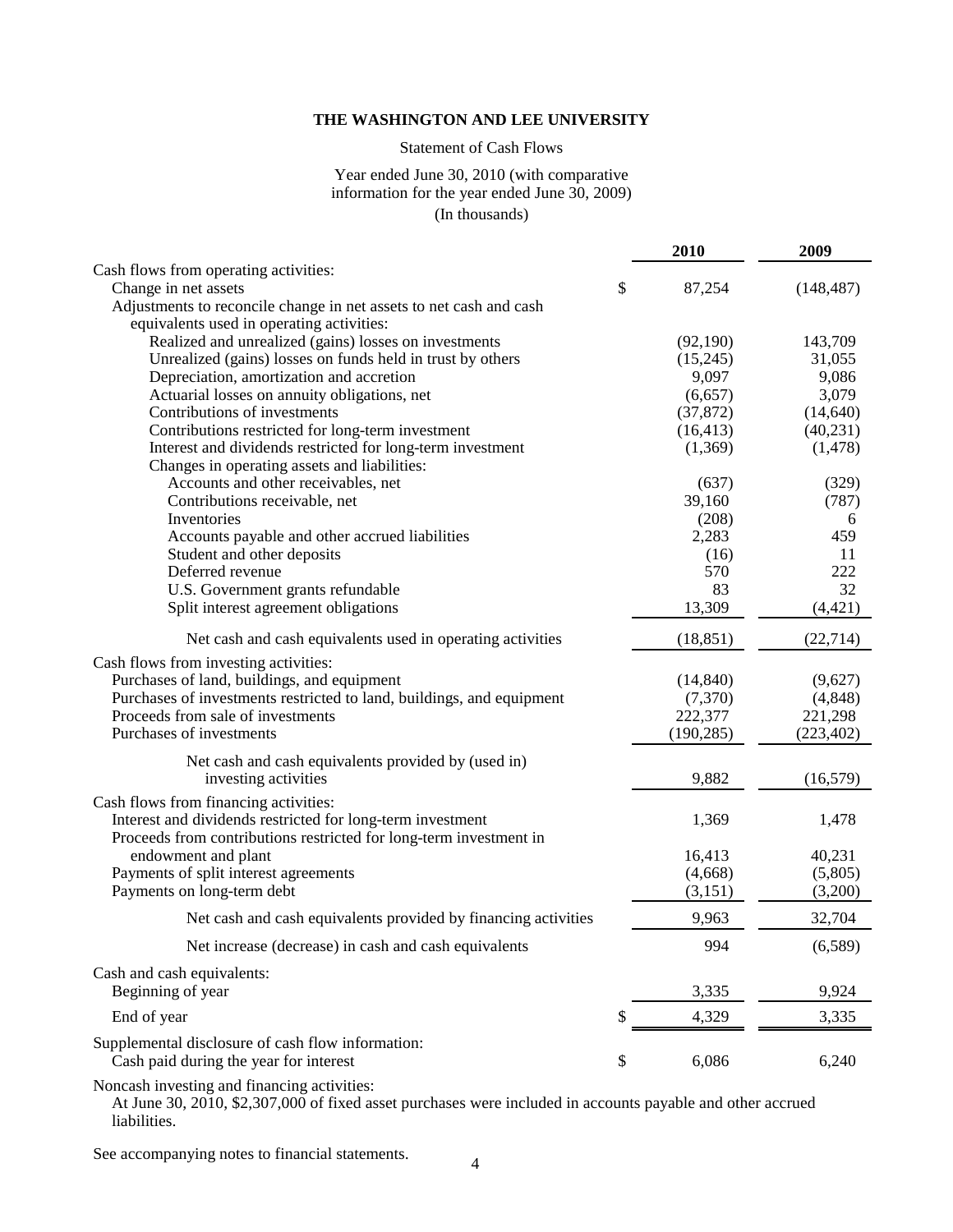# THE WASHINGTON AND LEE UNIVERSITY

Statement of Cash Flows

Year ended June 30, 2010 (with comparative information for the year ended June 30, 2009)

(In thousands)

| | 2010 | 2009 |
|---|---|---|
| Cash flows from operating activities: | | |
| Change in net assets | $ 87,254 | (148,487) |
| Adjustments to reconcile change in net assets to net cash and cash equivalents used in operating activities: | | |
| Realized and unrealized (gains) losses on investments | (92,190) | 143,709 |
| Unrealized (gains) losses on funds held in trust by others | (15,245) | 31,055 |
| Depreciation, amortization and accretion | 9,097 | 9,086 |
| Actuarial losses on annuity obligations, net | (6,657) | 3,079 |
| Contributions of investments | (37,872) | (14,640) |
| Contributions restricted for long-term investment | (16,413) | (40,231) |
| Interest and dividends restricted for long-term investment | (1,369) | (1,478) |
| Changes in operating assets and liabilities: | | |
| Accounts and other receivables, net | (637) | (329) |
| Contributions receivable, net | 39,160 | (787) |
| Inventories | (208) | 6 |
| Accounts payable and other accrued liabilities | 2,283 | 459 |
| Student and other deposits | (16) | 11 |
| Deferred revenue | 570 | 222 |
| U.S. Government grants refundable | 83 | 32 |
| Split interest agreement obligations | 13,309 | (4,421) |
| Net cash and cash equivalents used in operating activities | (18,851) | (22,714) |
| Cash flows from investing activities: | | |
| Purchases of land, buildings, and equipment | (14,840) | (9,627) |
| Purchases of investments restricted to land, buildings, and equipment | (7,370) | (4,848) |
| Proceeds from sale of investments | 222,377 | 221,298 |
| Purchases of investments | (190,285) | (223,402) |
| Net cash and cash equivalents provided by (used in) investing activities | 9,882 | (16,579) |
| Cash flows from financing activities: | | |
| Interest and dividends restricted for long-term investment | 1,369 | 1,478 |
| Proceeds from contributions restricted for long-term investment in endowment and plant | 16,413 | 40,231 |
| Payments of split interest agreements | (4,668) | (5,805) |
| Payments on long-term debt | (3,151) | (3,200) |
| Net cash and cash equivalents provided by financing activities | 9,963 | 32,704 |
| Net increase (decrease) in cash and cash equivalents | 994 | (6,589) |
| Cash and cash equivalents: | | |
| Beginning of year | 3,335 | 9,924 |
| End of year | $ 4,329 | 3,335 |
| Supplemental disclosure of cash flow information: | | |
| Cash paid during the year for interest | $ 6,086 | 6,240 |

Noncash investing and financing activities:

At June 30, 2010, $2,307,000 of fixed asset purchases were included in accounts payable and other accrued liabilities.

See accompanying notes to financial statements.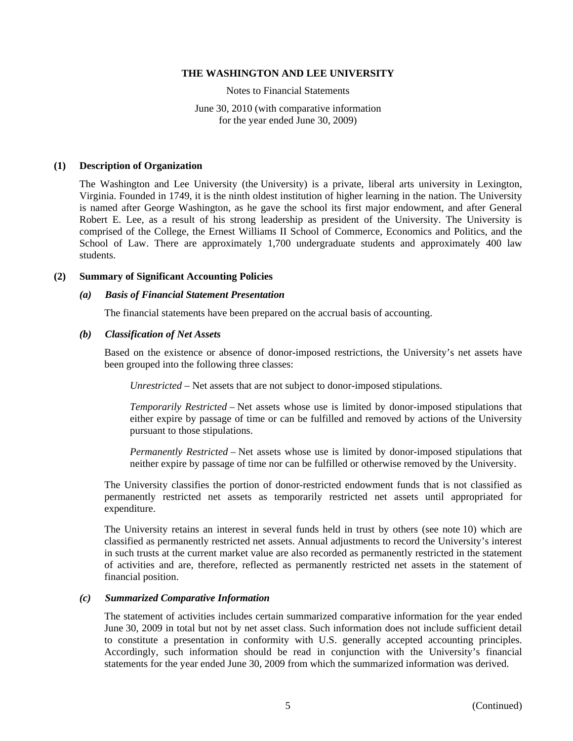# THE WASHINGTON AND LEE UNIVERSITY

Notes to Financial Statements

June 30, 2010 (with comparative information for the year ended June 30, 2009)

## (1) Description of Organization

The Washington and Lee University (the University) is a private, liberal arts university in Lexington, Virginia. Founded in 1749, it is the ninth oldest institution of higher learning in the nation. The University is named after George Washington, as he gave the school its first major endowment, and after General Robert E. Lee, as a result of his strong leadership as president of the University. The University is comprised of the College, the Ernest Williams II School of Commerce, Economics and Politics, and the School of Law. There are approximately 1,700 undergraduate students and approximately 400 law students.

## (2) Summary of Significant Accounting Policies

### *(a) Basis of Financial Statement Presentation*

The financial statements have been prepared on the accrual basis of accounting.

### *(b) Classification of Net Assets*

Based on the existence or absence of donor-imposed restrictions, the University's net assets have been grouped into the following three classes:

*Unrestricted* – Net assets that are not subject to donor-imposed stipulations.

*Temporarily Restricted* – Net assets whose use is limited by donor-imposed stipulations that either expire by passage of time or can be fulfilled and removed by actions of the University pursuant to those stipulations.

*Permanently Restricted* – Net assets whose use is limited by donor-imposed stipulations that neither expire by passage of time nor can be fulfilled or otherwise removed by the University.

The University classifies the portion of donor-restricted endowment funds that is not classified as permanently restricted net assets as temporarily restricted net assets until appropriated for expenditure.

The University retains an interest in several funds held in trust by others (see note 10) which are classified as permanently restricted net assets. Annual adjustments to record the University's interest in such trusts at the current market value are also recorded as permanently restricted in the statement of activities and are, therefore, reflected as permanently restricted net assets in the statement of financial position.

### *(c) Summarized Comparative Information*

The statement of activities includes certain summarized comparative information for the year ended June 30, 2009 in total but not by net asset class. Such information does not include sufficient detail to constitute a presentation in conformity with U.S. generally accepted accounting principles. Accordingly, such information should be read in conjunction with the University's financial statements for the year ended June 30, 2009 from which the summarized information was derived.

(Continued)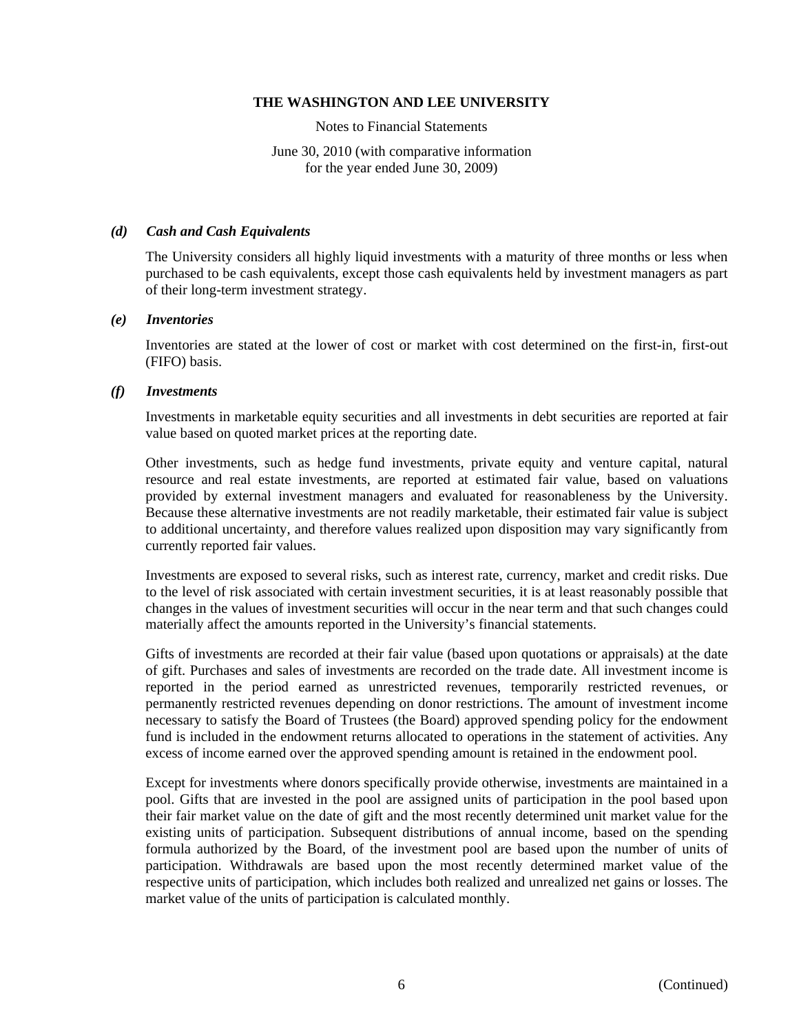### *(d) Cash and Cash Equivalents*

The University considers all highly liquid investments with a maturity of three months or less when purchased to be cash equivalents, except those cash equivalents held by investment managers as part of their long-term investment strategy.

### *(e) Inventories*

Inventories are stated at the lower of cost or market with cost determined on the first-in, first-out (FIFO) basis.

### *(f) Investments*

Investments in marketable equity securities and all investments in debt securities are reported at fair value based on quoted market prices at the reporting date.

Other investments, such as hedge fund investments, private equity and venture capital, natural resource and real estate investments, are reported at estimated fair value, based on valuations provided by external investment managers and evaluated for reasonableness by the University. Because these alternative investments are not readily marketable, their estimated fair value is subject to additional uncertainty, and therefore values realized upon disposition may vary significantly from currently reported fair values.

Investments are exposed to several risks, such as interest rate, currency, market and credit risks. Due to the level of risk associated with certain investment securities, it is at least reasonably possible that changes in the values of investment securities will occur in the near term and that such changes could materially affect the amounts reported in the University's financial statements.

Gifts of investments are recorded at their fair value (based upon quotations or appraisals) at the date of gift. Purchases and sales of investments are recorded on the trade date. All investment income is reported in the period earned as unrestricted revenues, temporarily restricted revenues, or permanently restricted revenues depending on donor restrictions. The amount of investment income necessary to satisfy the Board of Trustees (the Board) approved spending policy for the endowment fund is included in the endowment returns allocated to operations in the statement of activities. Any excess of income earned over the approved spending amount is retained in the endowment pool.

Except for investments where donors specifically provide otherwise, investments are maintained in a pool. Gifts that are invested in the pool are assigned units of participation in the pool based upon their fair market value on the date of gift and the most recently determined unit market value for the existing units of participation. Subsequent distributions of annual income, based on the spending formula authorized by the Board, of the investment pool are based upon the number of units of participation. Withdrawals are based upon the most recently determined market value of the respective units of participation, which includes both realized and unrealized net gains or losses. The market value of the units of participation is calculated monthly.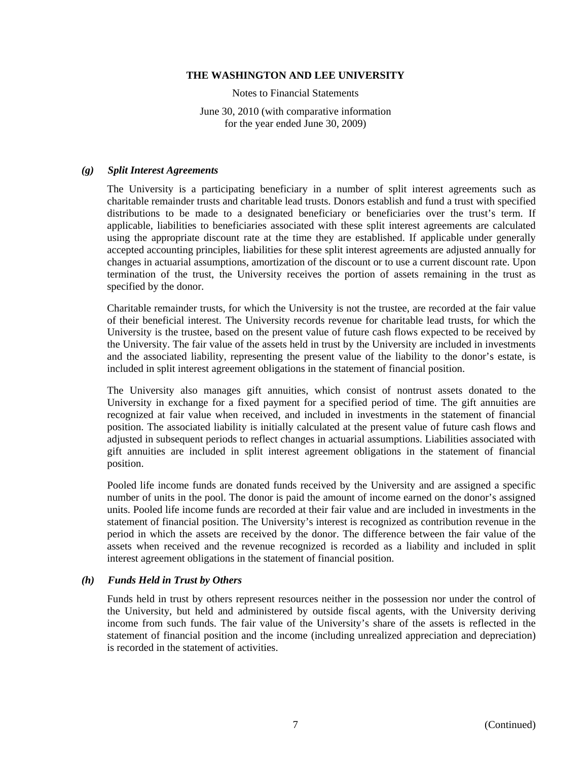### *(g) Split Interest Agreements*

The University is a participating beneficiary in a number of split interest agreements such as charitable remainder trusts and charitable lead trusts. Donors establish and fund a trust with specified distributions to be made to a designated beneficiary or beneficiaries over the trust's term. If applicable, liabilities to beneficiaries associated with these split interest agreements are calculated using the appropriate discount rate at the time they are established. If applicable under generally accepted accounting principles, liabilities for these split interest agreements are adjusted annually for changes in actuarial assumptions, amortization of the discount or to use a current discount rate. Upon termination of the trust, the University receives the portion of assets remaining in the trust as specified by the donor.

Charitable remainder trusts, for which the University is not the trustee, are recorded at the fair value of their beneficial interest. The University records revenue for charitable lead trusts, for which the University is the trustee, based on the present value of future cash flows expected to be received by the University. The fair value of the assets held in trust by the University are included in investments and the associated liability, representing the present value of the liability to the donor's estate, is included in split interest agreement obligations in the statement of financial position.

The University also manages gift annuities, which consist of nontrust assets donated to the University in exchange for a fixed payment for a specified period of time. The gift annuities are recognized at fair value when received, and included in investments in the statement of financial position. The associated liability is initially calculated at the present value of future cash flows and adjusted in subsequent periods to reflect changes in actuarial assumptions. Liabilities associated with gift annuities are included in split interest agreement obligations in the statement of financial position.

Pooled life income funds are donated funds received by the University and are assigned a specific number of units in the pool. The donor is paid the amount of income earned on the donor's assigned units. Pooled life income funds are recorded at their fair value and are included in investments in the statement of financial position. The University's interest is recognized as contribution revenue in the period in which the assets are received by the donor. The difference between the fair value of the assets when received and the revenue recognized is recorded as a liability and included in split interest agreement obligations in the statement of financial position.

### *(h) Funds Held in Trust by Others*

Funds held in trust by others represent resources neither in the possession nor under the control of the University, but held and administered by outside fiscal agents, with the University deriving income from such funds. The fair value of the University's share of the assets is reflected in the statement of financial position and the income (including unrealized appreciation and depreciation) is recorded in the statement of activities.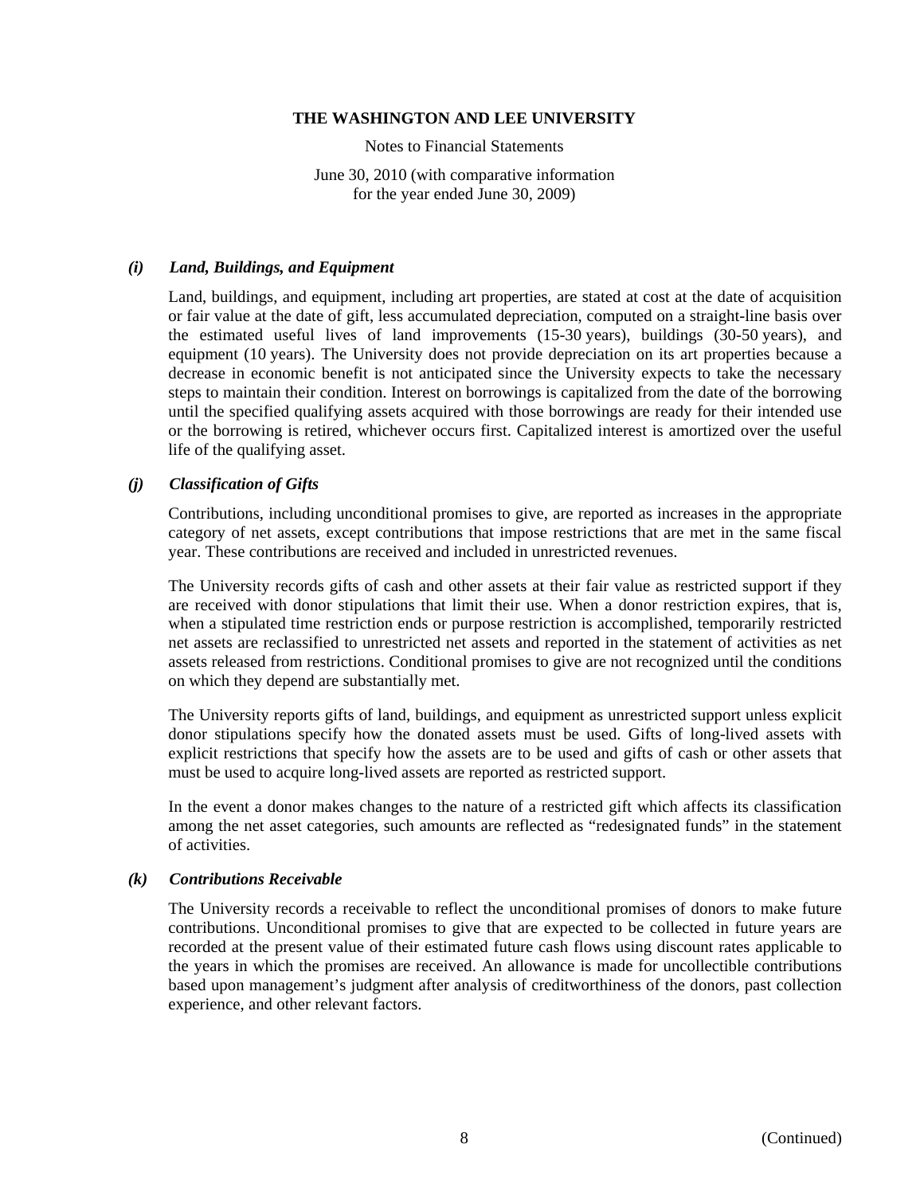### *(i) Land, Buildings, and Equipment*

Land, buildings, and equipment, including art properties, are stated at cost at the date of acquisition or fair value at the date of gift, less accumulated depreciation, computed on a straight-line basis over the estimated useful lives of land improvements (15-30 years), buildings (30-50 years), and equipment (10 years). The University does not provide depreciation on its art properties because a decrease in economic benefit is not anticipated since the University expects to take the necessary steps to maintain their condition. Interest on borrowings is capitalized from the date of the borrowing until the specified qualifying assets acquired with those borrowings are ready for their intended use or the borrowing is retired, whichever occurs first. Capitalized interest is amortized over the useful life of the qualifying asset.

### *(j) Classification of Gifts*

Contributions, including unconditional promises to give, are reported as increases in the appropriate category of net assets, except contributions that impose restrictions that are met in the same fiscal year. These contributions are received and included in unrestricted revenues.

The University records gifts of cash and other assets at their fair value as restricted support if they are received with donor stipulations that limit their use. When a donor restriction expires, that is, when a stipulated time restriction ends or purpose restriction is accomplished, temporarily restricted net assets are reclassified to unrestricted net assets and reported in the statement of activities as net assets released from restrictions. Conditional promises to give are not recognized until the conditions on which they depend are substantially met.

The University reports gifts of land, buildings, and equipment as unrestricted support unless explicit donor stipulations specify how the donated assets must be used. Gifts of long-lived assets with explicit restrictions that specify how the assets are to be used and gifts of cash or other assets that must be used to acquire long-lived assets are reported as restricted support.

In the event a donor makes changes to the nature of a restricted gift which affects its classification among the net asset categories, such amounts are reflected as "redesignated funds" in the statement of activities.

### *(k) Contributions Receivable*

The University records a receivable to reflect the unconditional promises of donors to make future contributions. Unconditional promises to give that are expected to be collected in future years are recorded at the present value of their estimated future cash flows using discount rates applicable to the years in which the promises are received. An allowance is made for uncollectible contributions based upon management's judgment after analysis of creditworthiness of the donors, past collection experience, and other relevant factors.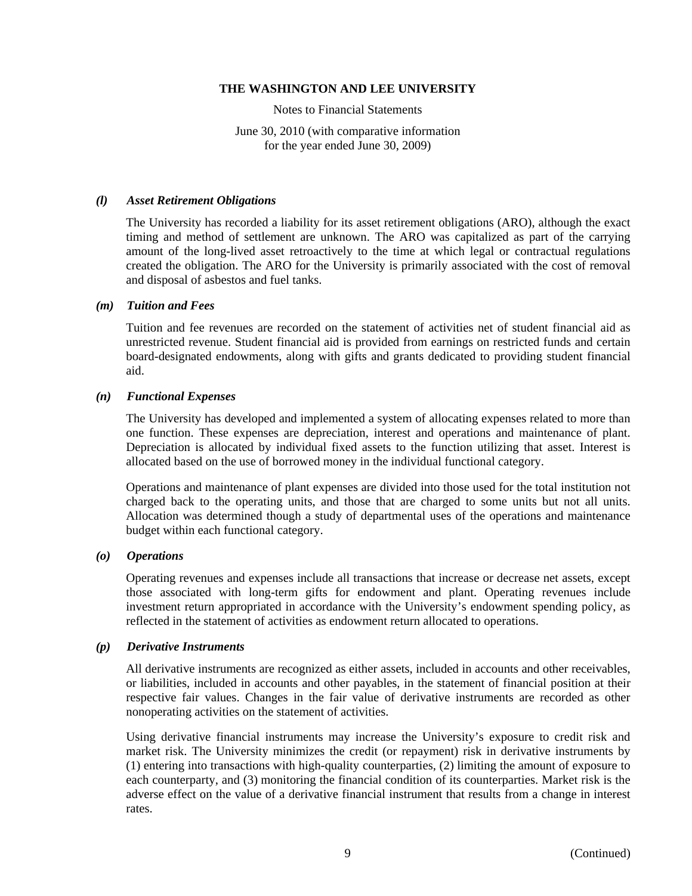### *(l) Asset Retirement Obligations*

The University has recorded a liability for its asset retirement obligations (ARO), although the exact timing and method of settlement are unknown. The ARO was capitalized as part of the carrying amount of the long-lived asset retroactively to the time at which legal or contractual regulations created the obligation. The ARO for the University is primarily associated with the cost of removal and disposal of asbestos and fuel tanks.

### *(m) Tuition and Fees*

Tuition and fee revenues are recorded on the statement of activities net of student financial aid as unrestricted revenue. Student financial aid is provided from earnings on restricted funds and certain board-designated endowments, along with gifts and grants dedicated to providing student financial aid.

### *(n) Functional Expenses*

The University has developed and implemented a system of allocating expenses related to more than one function. These expenses are depreciation, interest and operations and maintenance of plant. Depreciation is allocated by individual fixed assets to the function utilizing that asset. Interest is allocated based on the use of borrowed money in the individual functional category.

Operations and maintenance of plant expenses are divided into those used for the total institution not charged back to the operating units, and those that are charged to some units but not all units. Allocation was determined though a study of departmental uses of the operations and maintenance budget within each functional category.

### *(o) Operations*

Operating revenues and expenses include all transactions that increase or decrease net assets, except those associated with long-term gifts for endowment and plant. Operating revenues include investment return appropriated in accordance with the University's endowment spending policy, as reflected in the statement of activities as endowment return allocated to operations.

### *(p) Derivative Instruments*

All derivative instruments are recognized as either assets, included in accounts and other receivables, or liabilities, included in accounts and other payables, in the statement of financial position at their respective fair values. Changes in the fair value of derivative instruments are recorded as other nonoperating activities on the statement of activities.

Using derivative financial instruments may increase the University's exposure to credit risk and market risk. The University minimizes the credit (or repayment) risk in derivative instruments by (1) entering into transactions with high-quality counterparties, (2) limiting the amount of exposure to each counterparty, and (3) monitoring the financial condition of its counterparties. Market risk is the adverse effect on the value of a derivative financial instrument that results from a change in interest rates.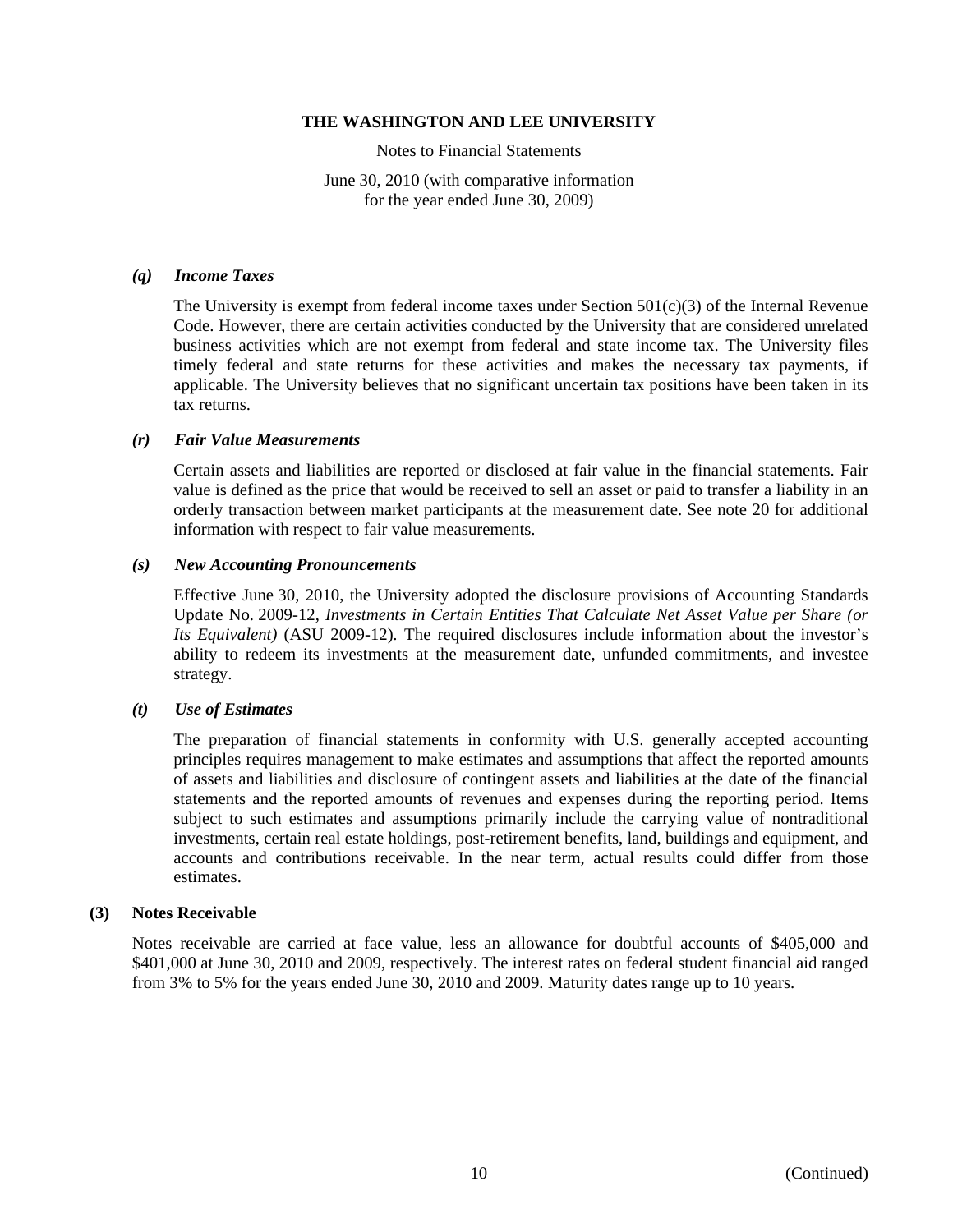#### *(q) Income Taxes*

The University is exempt from federal income taxes under Section 501(c)(3) of the Internal Revenue Code. However, there are certain activities conducted by the University that are considered unrelated business activities which are not exempt from federal and state income tax. The University files timely federal and state returns for these activities and makes the necessary tax payments, if applicable. The University believes that no significant uncertain tax positions have been taken in its tax returns.

#### *(r) Fair Value Measurements*

Certain assets and liabilities are reported or disclosed at fair value in the financial statements. Fair value is defined as the price that would be received to sell an asset or paid to transfer a liability in an orderly transaction between market participants at the measurement date. See note 20 for additional information with respect to fair value measurements.

#### *(s) New Accounting Pronouncements*

Effective June 30, 2010, the University adopted the disclosure provisions of Accounting Standards Update No. 2009-12, *Investments in Certain Entities That Calculate Net Asset Value per Share (or Its Equivalent)* (ASU 2009-12). The required disclosures include information about the investor's ability to redeem its investments at the measurement date, unfunded commitments, and investee strategy.

#### *(t) Use of Estimates*

The preparation of financial statements in conformity with U.S. generally accepted accounting principles requires management to make estimates and assumptions that affect the reported amounts of assets and liabilities and disclosure of contingent assets and liabilities at the date of the financial statements and the reported amounts of revenues and expenses during the reporting period. Items subject to such estimates and assumptions primarily include the carrying value of nontraditional investments, certain real estate holdings, post-retirement benefits, land, buildings and equipment, and accounts and contributions receivable. In the near term, actual results could differ from those estimates.

### (3) Notes Receivable

Notes receivable are carried at face value, less an allowance for doubtful accounts of $405,000 and $401,000 at June 30, 2010 and 2009, respectively. The interest rates on federal student financial aid ranged from 3% to 5% for the years ended June 30, 2010 and 2009. Maturity dates range up to 10 years.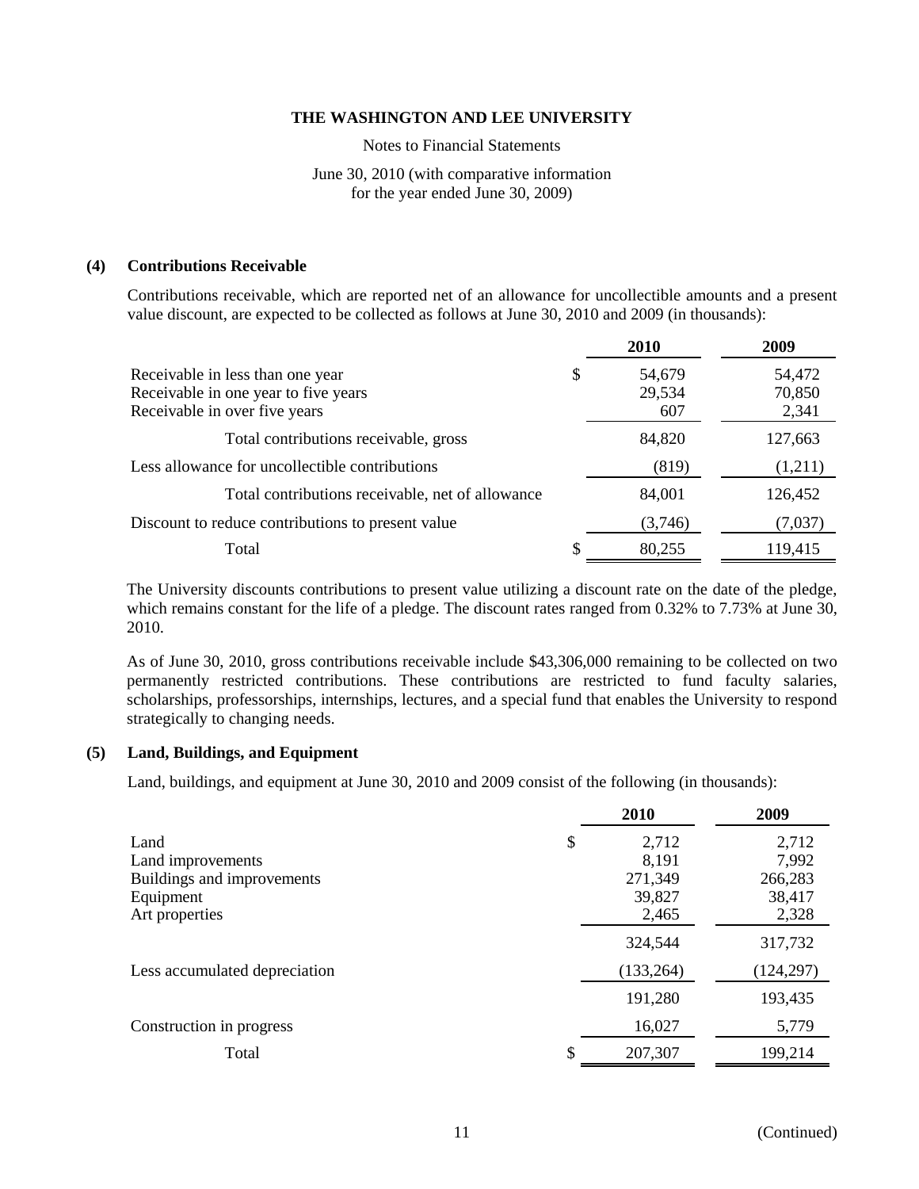# THE WASHINGTON AND LEE UNIVERSITY

Notes to Financial Statements

June 30, 2010 (with comparative information for the year ended June 30, 2009)

## (4) Contributions Receivable

Contributions receivable, which are reported net of an allowance for uncollectible amounts and a present value discount, are expected to be collected as follows at June 30, 2010 and 2009 (in thousands):

| | 2010 | 2009 |
|---|---|---|
| Receivable in less than one year | $ 54,679 | 54,472 |
| Receivable in one year to five years | 29,534 | 70,850 |
| Receivable in over five years | 607 | 2,341 |
| Total contributions receivable, gross | 84,820 | 127,663 |
| Less allowance for uncollectible contributions | (819) | (1,211) |
| Total contributions receivable, net of allowance | 84,001 | 126,452 |
| Discount to reduce contributions to present value | (3,746) | (7,037) |
| Total | $ 80,255 | 119,415 |

The University discounts contributions to present value utilizing a discount rate on the date of the pledge, which remains constant for the life of a pledge. The discount rates ranged from 0.32% to 7.73% at June 30, 2010.

As of June 30, 2010, gross contributions receivable include $43,306,000 remaining to be collected on two permanently restricted contributions. These contributions are restricted to fund faculty salaries, scholarships, professorships, internships, lectures, and a special fund that enables the University to respond strategically to changing needs.

## (5) Land, Buildings, and Equipment

Land, buildings, and equipment at June 30, 2010 and 2009 consist of the following (in thousands):

| | 2010 | 2009 |
|---|---|---|
| Land | $ 2,712 | 2,712 |
| Land improvements | 8,191 | 7,992 |
| Buildings and improvements | 271,349 | 266,283 |
| Equipment | 39,827 | 38,417 |
| Art properties | 2,465 | 2,328 |
| | 324,544 | 317,732 |
| Less accumulated depreciation | (133,264) | (124,297) |
| | 191,280 | 193,435 |
| Construction in progress | 16,027 | 5,779 |
| Total | $ 207,307 | 199,214 |

(Continued)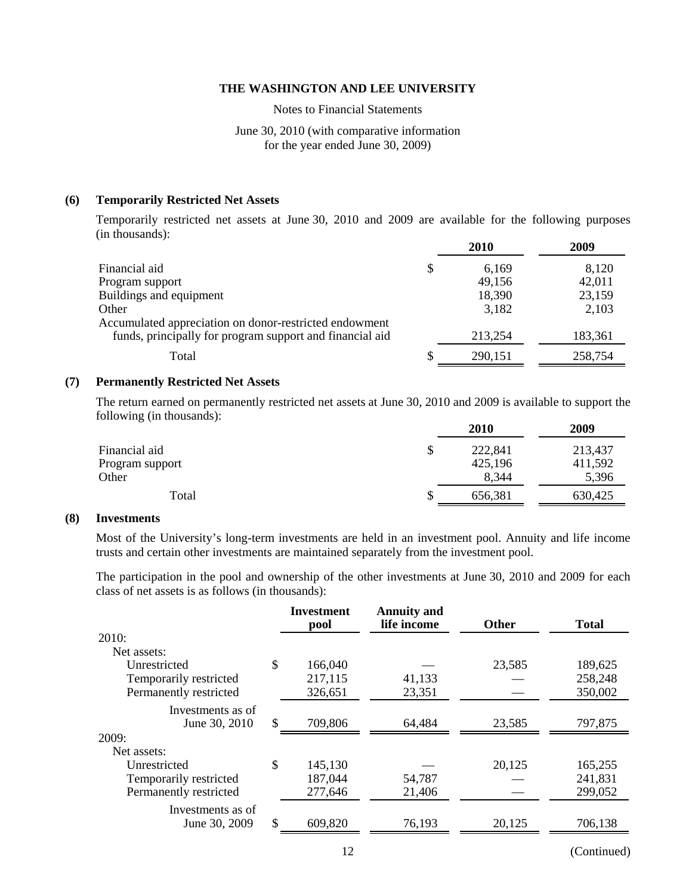**THE WASHINGTON AND LEE UNIVERSITY**

Notes to Financial Statements

June 30, 2010 (with comparative information for the year ended June 30, 2009)

## (6) Temporarily Restricted Net Assets

Temporarily restricted net assets at June 30, 2010 and 2009 are available for the following purposes (in thousands):

| | 2010 | 2009 |
|---|---|---|
| Financial aid | $ 6,169 | 8,120 |
| Program support | 49,156 | 42,011 |
| Buildings and equipment | 18,390 | 23,159 |
| Other | 3,182 | 2,103 |
| Accumulated appreciation on donor-restricted endowment funds, principally for program support and financial aid | 213,254 | 183,361 |
| Total | $ 290,151 | 258,754 |

## (7) Permanently Restricted Net Assets

The return earned on permanently restricted net assets at June 30, 2010 and 2009 is available to support the following (in thousands):

| | 2010 | 2009 |
|---|---|---|
| Financial aid | $ 222,841 | 213,437 |
| Program support | 425,196 | 411,592 |
| Other | 8,344 | 5,396 |
| Total | $ 656,381 | 630,425 |

## (8) Investments

Most of the University's long-term investments are held in an investment pool. Annuity and life income trusts and certain other investments are maintained separately from the investment pool.

The participation in the pool and ownership of the other investments at June 30, 2010 and 2009 for each class of net assets is as follows (in thousands):

| | Investment pool | Annuity and life income | Other | Total |
|---|---|---|---|---|
| 2010: | | | | |
| Net assets: | | | | |
| Unrestricted | $ 166,040 | — | 23,585 | 189,625 |
| Temporarily restricted | 217,115 | 41,133 | — | 258,248 |
| Permanently restricted | 326,651 | 23,351 | — | 350,002 |
| Investments as of June 30, 2010 | $ 709,806 | 64,484 | 23,585 | 797,875 |
| 2009: | | | | |
| Net assets: | | | | |
| Unrestricted | $ 145,130 | — | 20,125 | 165,255 |
| Temporarily restricted | 187,044 | 54,787 | — | 241,831 |
| Permanently restricted | 277,646 | 21,406 | — | 299,052 |
| Investments as of June 30, 2009 | $ 609,820 | 76,193 | 20,125 | 706,138 |

(Continued)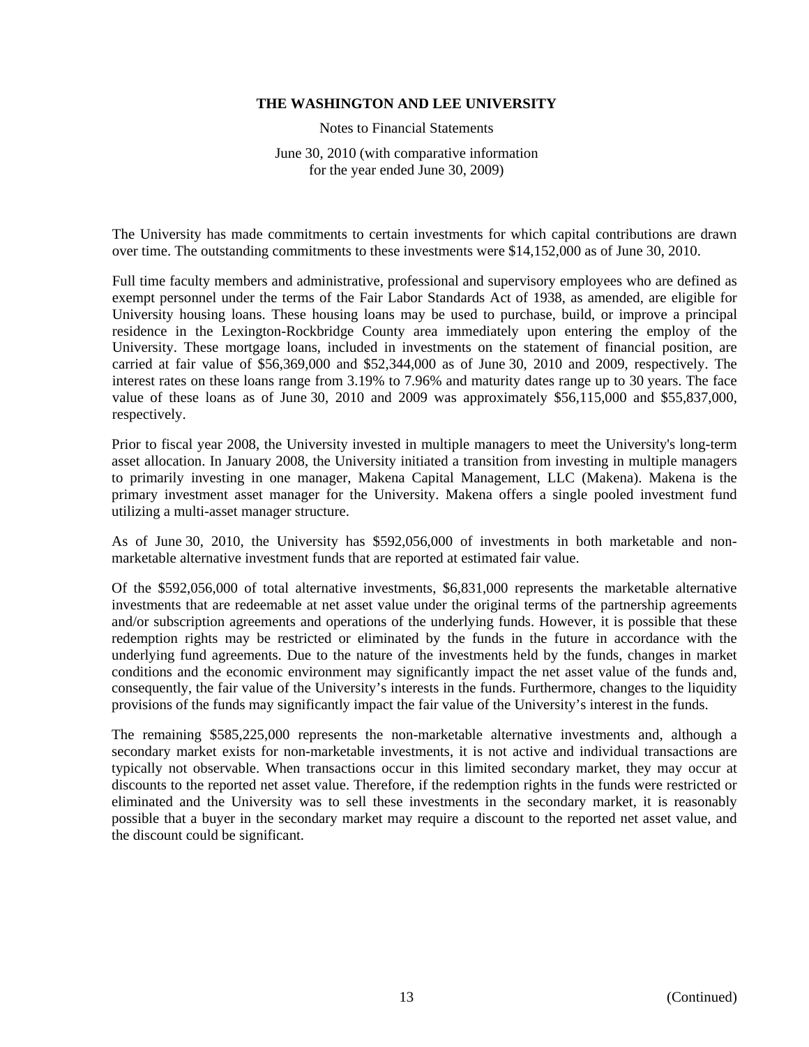The University has made commitments to certain investments for which capital contributions are drawn over time. The outstanding commitments to these investments were $14,152,000 as of June 30, 2010.

Full time faculty members and administrative, professional and supervisory employees who are defined as exempt personnel under the terms of the Fair Labor Standards Act of 1938, as amended, are eligible for University housing loans. These housing loans may be used to purchase, build, or improve a principal residence in the Lexington-Rockbridge County area immediately upon entering the employ of the University. These mortgage loans, included in investments on the statement of financial position, are carried at fair value of $56,369,000 and $52,344,000 as of June 30, 2010 and 2009, respectively. The interest rates on these loans range from 3.19% to 7.96% and maturity dates range up to 30 years. The face value of these loans as of June 30, 2010 and 2009 was approximately $56,115,000 and $55,837,000, respectively.

Prior to fiscal year 2008, the University invested in multiple managers to meet the University's long-term asset allocation. In January 2008, the University initiated a transition from investing in multiple managers to primarily investing in one manager, Makena Capital Management, LLC (Makena). Makena is the primary investment asset manager for the University. Makena offers a single pooled investment fund utilizing a multi-asset manager structure.

As of June 30, 2010, the University has $592,056,000 of investments in both marketable and non-marketable alternative investment funds that are reported at estimated fair value.

Of the $592,056,000 of total alternative investments, $6,831,000 represents the marketable alternative investments that are redeemable at net asset value under the original terms of the partnership agreements and/or subscription agreements and operations of the underlying funds. However, it is possible that these redemption rights may be restricted or eliminated by the funds in the future in accordance with the underlying fund agreements. Due to the nature of the investments held by the funds, changes in market conditions and the economic environment may significantly impact the net asset value of the funds and, consequently, the fair value of the University's interests in the funds. Furthermore, changes to the liquidity provisions of the funds may significantly impact the fair value of the University's interest in the funds.

The remaining $585,225,000 represents the non-marketable alternative investments and, although a secondary market exists for non-marketable investments, it is not active and individual transactions are typically not observable. When transactions occur in this limited secondary market, they may occur at discounts to the reported net asset value. Therefore, if the redemption rights in the funds were restricted or eliminated and the University was to sell these investments in the secondary market, it is reasonably possible that a buyer in the secondary market may require a discount to the reported net asset value, and the discount could be significant.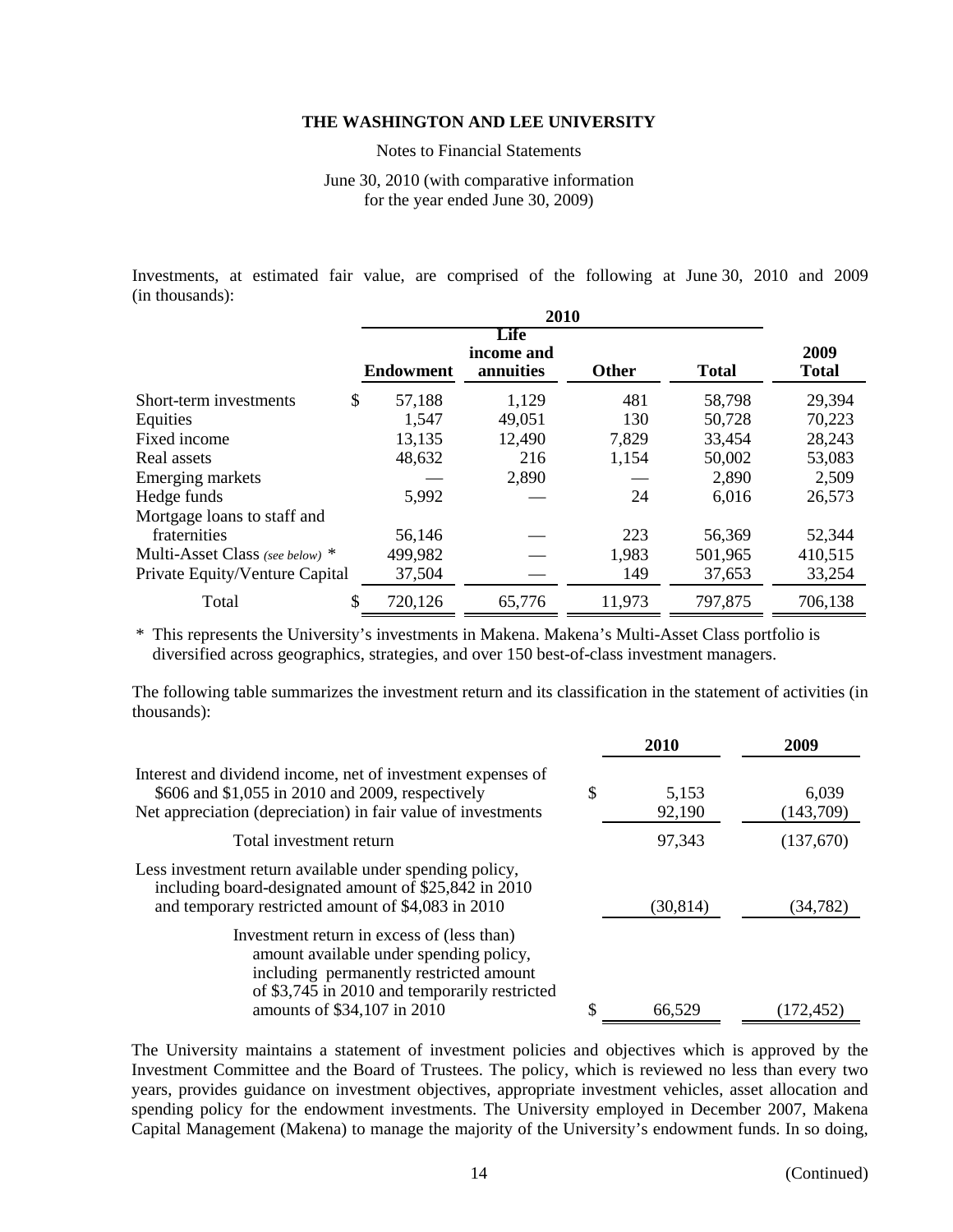**THE WASHINGTON AND LEE UNIVERSITY**

Notes to Financial Statements

June 30, 2010 (with comparative information for the year ended June 30, 2009)

Investments, at estimated fair value, are comprised of the following at June 30, 2010 and 2009 (in thousands):

| | 2010 | | | | |
|---|---|---|---|---|---|
| | **Endowment** | **Life income and annuities** | **Other** | **Total** | **2009 Total** |
| Short-term investments | $ 57,188 | 1,129 | 481 | 58,798 | 29,394 |
| Equities | 1,547 | 49,051 | 130 | 50,728 | 70,223 |
| Fixed income | 13,135 | 12,490 | 7,829 | 33,454 | 28,243 |
| Real assets | 48,632 | 216 | 1,154 | 50,002 | 53,083 |
| Emerging markets | — | 2,890 | — | 2,890 | 2,509 |
| Hedge funds | 5,992 | — | 24 | 6,016 | 26,573 |
| Mortgage loans to staff and fraternities | 56,146 | — | 223 | 56,369 | 52,344 |
| Multi-Asset Class *(see below)* * | 499,982 | — | 1,983 | 501,965 | 410,515 |
| Private Equity/Venture Capital | 37,504 | — | 149 | 37,653 | 33,254 |
| Total | $ 720,126 | 65,776 | 11,973 | 797,875 | 706,138 |

\* This represents the University's investments in Makena. Makena's Multi-Asset Class portfolio is diversified across geographics, strategies, and over 150 best-of-class investment managers.

The following table summarizes the investment return and its classification in the statement of activities (in thousands):

| | 2010 | 2009 |
|---|---|---|
| Interest and dividend income, net of investment expenses of $606 and $1,055 in 2010 and 2009, respectively | $ 5,153 | 6,039 |
| Net appreciation (depreciation) in fair value of investments | 92,190 | (143,709) |
| Total investment return | 97,343 | (137,670) |
| Less investment return available under spending policy, including board-designated amount of $25,842 in 2010 and temporary restricted amount of $4,083 in 2010 | (30,814) | (34,782) |
| Investment return in excess of (less than) amount available under spending policy, including permanently restricted amount of $3,745 in 2010 and temporarily restricted amounts of $34,107 in 2010 | $ 66,529 | (172,452) |

The University maintains a statement of investment policies and objectives which is approved by the Investment Committee and the Board of Trustees. The policy, which is reviewed no less than every two years, provides guidance on investment objectives, appropriate investment vehicles, asset allocation and spending policy for the endowment investments. The University employed in December 2007, Makena Capital Management (Makena) to manage the majority of the University's endowment funds. In so doing,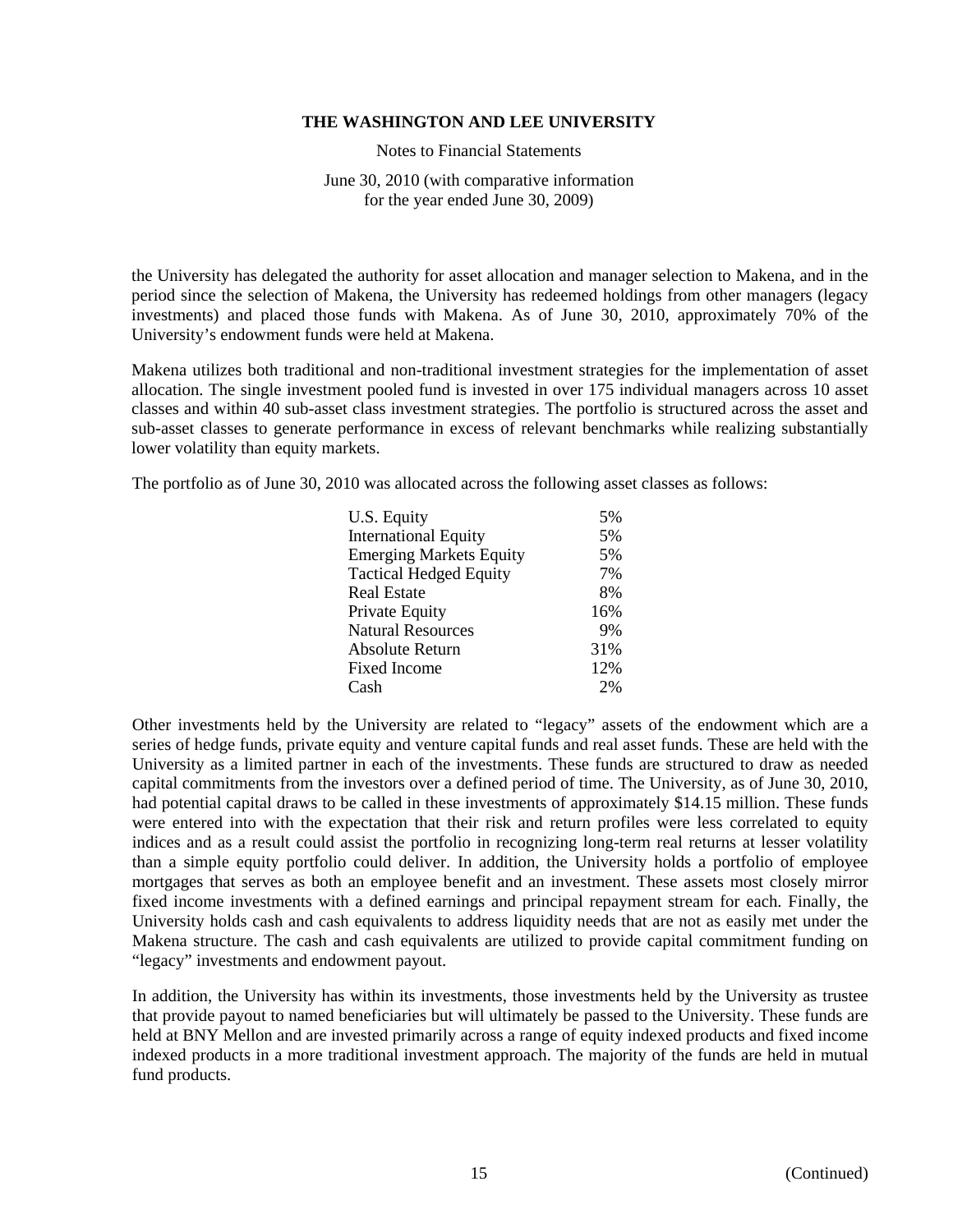the University has delegated the authority for asset allocation and manager selection to Makena, and in the period since the selection of Makena, the University has redeemed holdings from other managers (legacy investments) and placed those funds with Makena. As of June 30, 2010, approximately 70% of the University's endowment funds were held at Makena.

Makena utilizes both traditional and non-traditional investment strategies for the implementation of asset allocation. The single investment pooled fund is invested in over 175 individual managers across 10 asset classes and within 40 sub-asset class investment strategies. The portfolio is structured across the asset and sub-asset classes to generate performance in excess of relevant benchmarks while realizing substantially lower volatility than equity markets.

The portfolio as of June 30, 2010 was allocated across the following asset classes as follows:

| Asset Class | Allocation |
|---|---|
| U.S. Equity | 5% |
| International Equity | 5% |
| Emerging Markets Equity | 5% |
| Tactical Hedged Equity | 7% |
| Real Estate | 8% |
| Private Equity | 16% |
| Natural Resources | 9% |
| Absolute Return | 31% |
| Fixed Income | 12% |
| Cash | 2% |

Other investments held by the University are related to "legacy" assets of the endowment which are a series of hedge funds, private equity and venture capital funds and real asset funds. These are held with the University as a limited partner in each of the investments. These funds are structured to draw as needed capital commitments from the investors over a defined period of time. The University, as of June 30, 2010, had potential capital draws to be called in these investments of approximately $14.15 million. These funds were entered into with the expectation that their risk and return profiles were less correlated to equity indices and as a result could assist the portfolio in recognizing long-term real returns at lesser volatility than a simple equity portfolio could deliver. In addition, the University holds a portfolio of employee mortgages that serves as both an employee benefit and an investment. These assets most closely mirror fixed income investments with a defined earnings and principal repayment stream for each. Finally, the University holds cash and cash equivalents to address liquidity needs that are not as easily met under the Makena structure. The cash and cash equivalents are utilized to provide capital commitment funding on "legacy" investments and endowment payout.

In addition, the University has within its investments, those investments held by the University as trustee that provide payout to named beneficiaries but will ultimately be passed to the University. These funds are held at BNY Mellon and are invested primarily across a range of equity indexed products and fixed income indexed products in a more traditional investment approach. The majority of the funds are held in mutual fund products.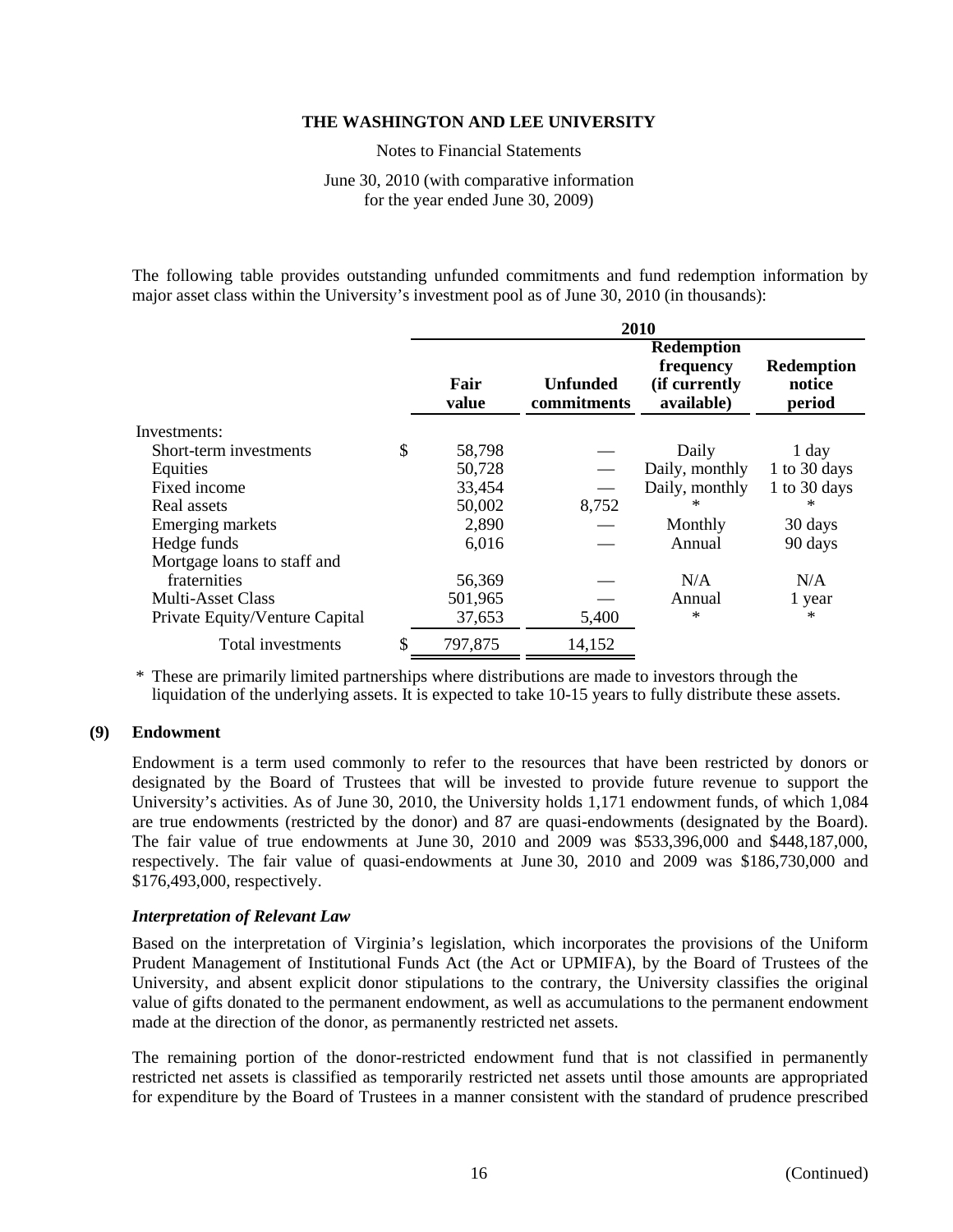The following table provides outstanding unfunded commitments and fund redemption information by major asset class within the University's investment pool as of June 30, 2010 (in thousands):

| | 2010 | | | |
|---|---|---|---|---|
| | Fair value | Unfunded commitments | Redemption frequency (if currently available) | Redemption notice period |
| Investments: | | | | |
| Short-term investments | $ 58,798 | — | Daily | 1 day |
| Equities | 50,728 | — | Daily, monthly | 1 to 30 days |
| Fixed income | 33,454 | — | Daily, monthly | 1 to 30 days |
| Real assets | 50,002 | 8,752 | * | * |
| Emerging markets | 2,890 | — | Monthly | 30 days |
| Hedge funds | 6,016 | — | Annual | 90 days |
| Mortgage loans to staff and fraternities | 56,369 | — | N/A | N/A |
| Multi-Asset Class | 501,965 | — | Annual | 1 year |
| Private Equity/Venture Capital | 37,653 | 5,400 | * | * |
| Total investments | $ 797,875 | 14,152 | | |

\* These are primarily limited partnerships where distributions are made to investors through the liquidation of the underlying assets. It is expected to take 10-15 years to fully distribute these assets.

## (9) Endowment

Endowment is a term used commonly to refer to the resources that have been restricted by donors or designated by the Board of Trustees that will be invested to provide future revenue to support the University's activities. As of June 30, 2010, the University holds 1,171 endowment funds, of which 1,084 are true endowments (restricted by the donor) and 87 are quasi-endowments (designated by the Board). The fair value of true endowments at June 30, 2010 and 2009 was $533,396,000 and $448,187,000, respectively. The fair value of quasi-endowments at June 30, 2010 and 2009 was $186,730,000 and $176,493,000, respectively.

### *Interpretation of Relevant Law*

Based on the interpretation of Virginia's legislation, which incorporates the provisions of the Uniform Prudent Management of Institutional Funds Act (the Act or UPMIFA), by the Board of Trustees of the University, and absent explicit donor stipulations to the contrary, the University classifies the original value of gifts donated to the permanent endowment, as well as accumulations to the permanent endowment made at the direction of the donor, as permanently restricted net assets.

The remaining portion of the donor-restricted endowment fund that is not classified in permanently restricted net assets is classified as temporarily restricted net assets until those amounts are appropriated for expenditure by the Board of Trustees in a manner consistent with the standard of prudence prescribed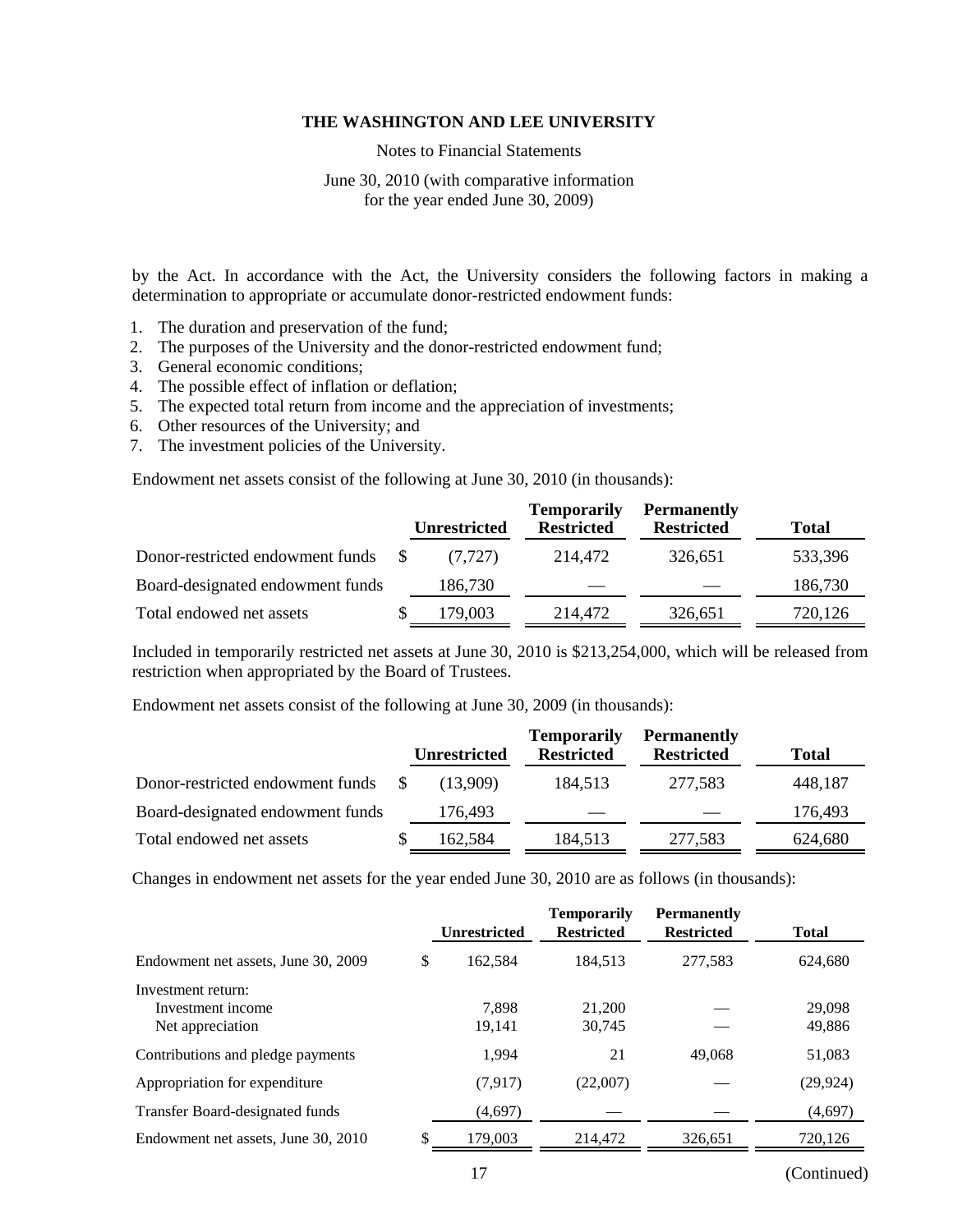by the Act. In accordance with the Act, the University considers the following factors in making a determination to appropriate or accumulate donor-restricted endowment funds:

1. The duration and preservation of the fund;
2. The purposes of the University and the donor-restricted endowment fund;
3. General economic conditions;
4. The possible effect of inflation or deflation;
5. The expected total return from income and the appreciation of investments;
6. Other resources of the University; and
7. The investment policies of the University.

Endowment net assets consist of the following at June 30, 2010 (in thousands):

| | Unrestricted | Temporarily Restricted | Permanently Restricted | Total |
|---|---|---|---|---|
| Donor-restricted endowment funds | $ (7,727) | 214,472 | 326,651 | 533,396 |
| Board-designated endowment funds | 186,730 | — | — | 186,730 |
| Total endowed net assets | $ 179,003 | 214,472 | 326,651 | 720,126 |

Included in temporarily restricted net assets at June 30, 2010 is $213,254,000, which will be released from restriction when appropriated by the Board of Trustees.

Endowment net assets consist of the following at June 30, 2009 (in thousands):

| | Unrestricted | Temporarily Restricted | Permanently Restricted | Total |
|---|---|---|---|---|
| Donor-restricted endowment funds | $ (13,909) | 184,513 | 277,583 | 448,187 |
| Board-designated endowment funds | 176,493 | — | — | 176,493 |
| Total endowed net assets | $ 162,584 | 184,513 | 277,583 | 624,680 |

Changes in endowment net assets for the year ended June 30, 2010 are as follows (in thousands):

| | Unrestricted | Temporarily Restricted | Permanently Restricted | Total |
|---|---|---|---|---|
| Endowment net assets, June 30, 2009 | $ 162,584 | 184,513 | 277,583 | 624,680 |
| Investment return: | | | | |
| Investment income | 7,898 | 21,200 | — | 29,098 |
| Net appreciation | 19,141 | 30,745 | — | 49,886 |
| Contributions and pledge payments | 1,994 | 21 | 49,068 | 51,083 |
| Appropriation for expenditure | (7,917) | (22,007) | — | (29,924) |
| Transfer Board-designated funds | (4,697) | — | — | (4,697) |
| Endowment net assets, June 30, 2010 | $ 179,003 | 214,472 | 326,651 | 720,126 |

(Continued)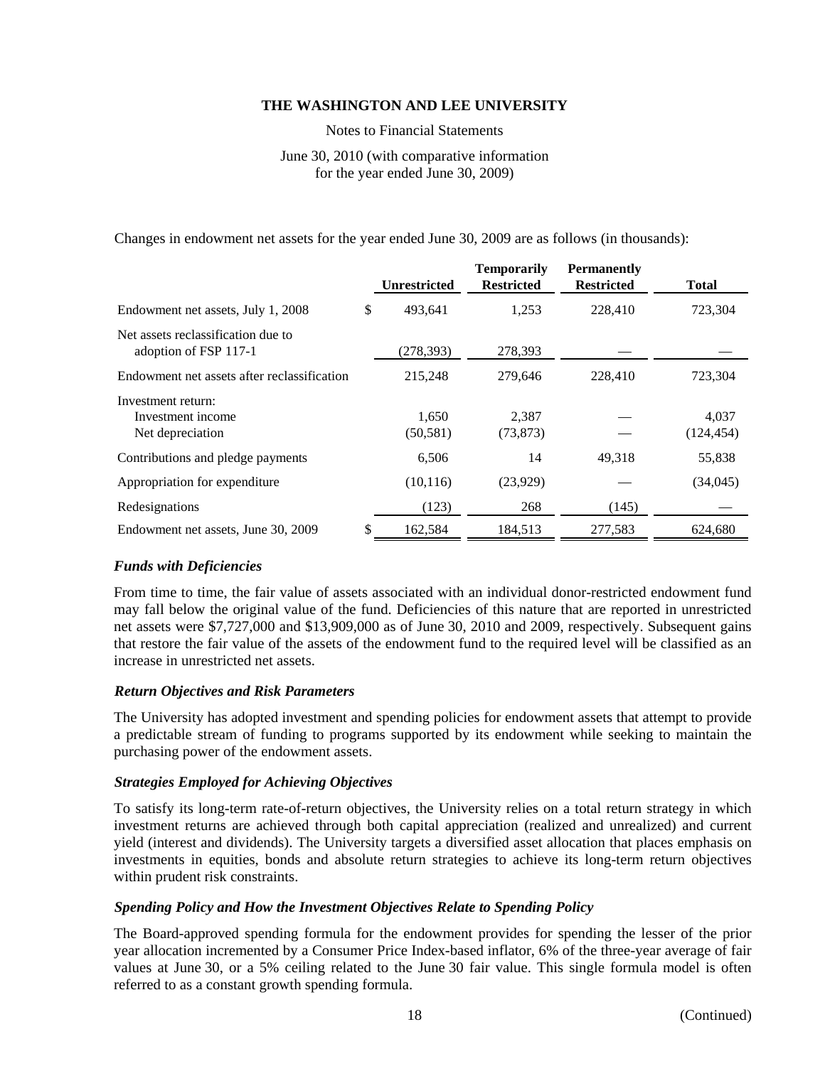Changes in endowment net assets for the year ended June 30, 2009 are as follows (in thousands):

| | Unrestricted | Temporarily Restricted | Permanently Restricted | Total |
|---|---|---|---|---|
| Endowment net assets, July 1, 2008 | $ 493,641 | 1,253 | 228,410 | 723,304 |
| Net assets reclassification due to adoption of FSP 117-1 | (278,393) | 278,393 | — | — |
| Endowment net assets after reclassification | 215,248 | 279,646 | 228,410 | 723,304 |
| Investment return: | | | | |
| Investment income | 1,650 | 2,387 | — | 4,037 |
| Net depreciation | (50,581) | (73,873) | — | (124,454) |
| Contributions and pledge payments | 6,506 | 14 | 49,318 | 55,838 |
| Appropriation for expenditure | (10,116) | (23,929) | — | (34,045) |
| Redesignations | (123) | 268 | (145) | — |
| Endowment net assets, June 30, 2009 | $ 162,584 | 184,513 | 277,583 | 624,680 |

### *Funds with Deficiencies*

From time to time, the fair value of assets associated with an individual donor-restricted endowment fund may fall below the original value of the fund. Deficiencies of this nature that are reported in unrestricted net assets were $7,727,000 and $13,909,000 as of June 30, 2010 and 2009, respectively. Subsequent gains that restore the fair value of the assets of the endowment fund to the required level will be classified as an increase in unrestricted net assets.

### *Return Objectives and Risk Parameters*

The University has adopted investment and spending policies for endowment assets that attempt to provide a predictable stream of funding to programs supported by its endowment while seeking to maintain the purchasing power of the endowment assets.

### *Strategies Employed for Achieving Objectives*

To satisfy its long-term rate-of-return objectives, the University relies on a total return strategy in which investment returns are achieved through both capital appreciation (realized and unrealized) and current yield (interest and dividends). The University targets a diversified asset allocation that places emphasis on investments in equities, bonds and absolute return strategies to achieve its long-term return objectives within prudent risk constraints.

### *Spending Policy and How the Investment Objectives Relate to Spending Policy*

The Board-approved spending formula for the endowment provides for spending the lesser of the prior year allocation incremented by a Consumer Price Index-based inflator, 6% of the three-year average of fair values at June 30, or a 5% ceiling related to the June 30 fair value. This single formula model is often referred to as a constant growth spending formula.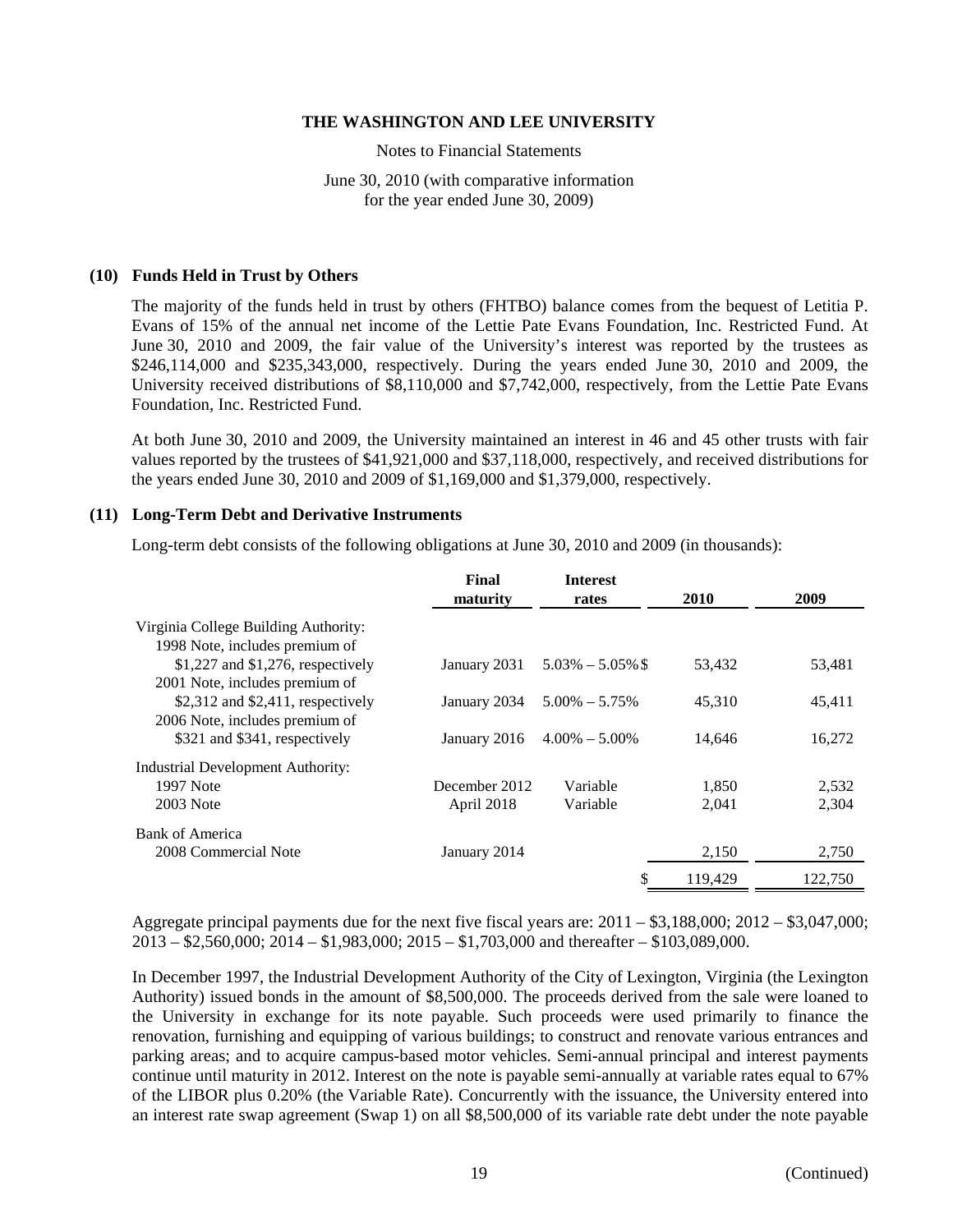**THE WASHINGTON AND LEE UNIVERSITY**

Notes to Financial Statements

June 30, 2010 (with comparative information for the year ended June 30, 2009)

## (10) Funds Held in Trust by Others

The majority of the funds held in trust by others (FHTBO) balance comes from the bequest of Letitia P. Evans of 15% of the annual net income of the Lettie Pate Evans Foundation, Inc. Restricted Fund. At June 30, 2010 and 2009, the fair value of the University's interest was reported by the trustees as $246,114,000 and $235,343,000, respectively. During the years ended June 30, 2010 and 2009, the University received distributions of $8,110,000 and $7,742,000, respectively, from the Lettie Pate Evans Foundation, Inc. Restricted Fund.

At both June 30, 2010 and 2009, the University maintained an interest in 46 and 45 other trusts with fair values reported by the trustees of $41,921,000 and $37,118,000, respectively, and received distributions for the years ended June 30, 2010 and 2009 of $1,169,000 and $1,379,000, respectively.

## (11) Long-Term Debt and Derivative Instruments

Long-term debt consists of the following obligations at June 30, 2010 and 2009 (in thousands):

| | Final maturity | Interest rates | 2010 | 2009 |
|---|---|---|---|---|
| Virginia College Building Authority: | | | | |
| 1998 Note, includes premium of $1,227 and $1,276, respectively | January 2031 | 5.03% – 5.05% | $ 53,432 | 53,481 |
| 2001 Note, includes premium of $2,312 and $2,411, respectively | January 2034 | 5.00% – 5.75% | 45,310 | 45,411 |
| 2006 Note, includes premium of $321 and $341, respectively | January 2016 | 4.00% – 5.00% | 14,646 | 16,272 |
| Industrial Development Authority: | | | | |
| 1997 Note | December 2012 | Variable | 1,850 | 2,532 |
| 2003 Note | April 2018 | Variable | 2,041 | 2,304 |
| Bank of America | | | | |
| 2008 Commercial Note | January 2014 | | 2,150 | 2,750 |
| | | | $ 119,429 | 122,750 |

Aggregate principal payments due for the next five fiscal years are: 2011 – $3,188,000; 2012 – $3,047,000; 2013 – $2,560,000; 2014 – $1,983,000; 2015 – $1,703,000 and thereafter – $103,089,000.

In December 1997, the Industrial Development Authority of the City of Lexington, Virginia (the Lexington Authority) issued bonds in the amount of $8,500,000. The proceeds derived from the sale were loaned to the University in exchange for its note payable. Such proceeds were used primarily to finance the renovation, furnishing and equipping of various buildings; to construct and renovate various entrances and parking areas; and to acquire campus-based motor vehicles. Semi-annual principal and interest payments continue until maturity in 2012. Interest on the note is payable semi-annually at variable rates equal to 67% of the LIBOR plus 0.20% (the Variable Rate). Concurrently with the issuance, the University entered into an interest rate swap agreement (Swap 1) on all $8,500,000 of its variable rate debt under the note payable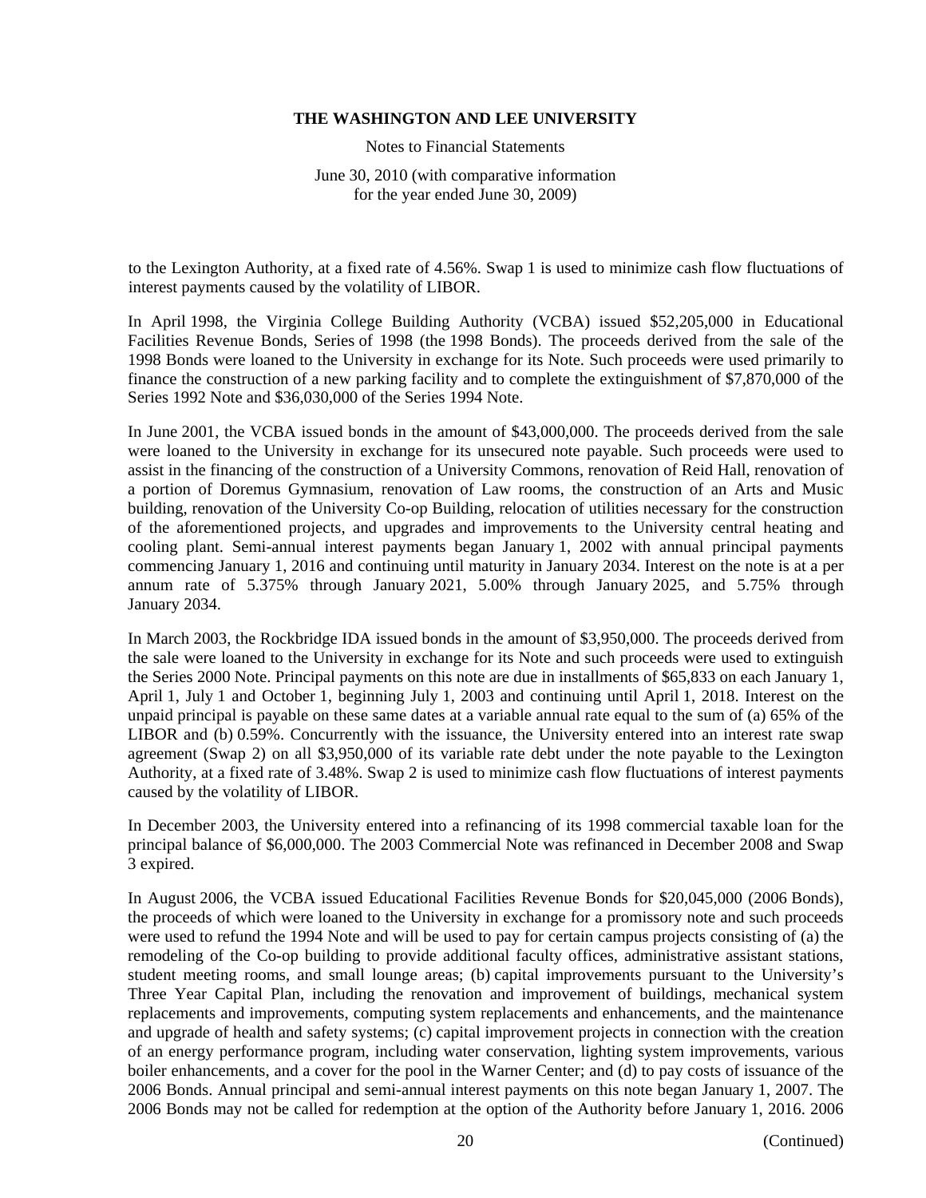to the Lexington Authority, at a fixed rate of 4.56%. Swap 1 is used to minimize cash flow fluctuations of interest payments caused by the volatility of LIBOR.

In April 1998, the Virginia College Building Authority (VCBA) issued $52,205,000 in Educational Facilities Revenue Bonds, Series of 1998 (the 1998 Bonds). The proceeds derived from the sale of the 1998 Bonds were loaned to the University in exchange for its Note. Such proceeds were used primarily to finance the construction of a new parking facility and to complete the extinguishment of $7,870,000 of the Series 1992 Note and $36,030,000 of the Series 1994 Note.

In June 2001, the VCBA issued bonds in the amount of $43,000,000. The proceeds derived from the sale were loaned to the University in exchange for its unsecured note payable. Such proceeds were used to assist in the financing of the construction of a University Commons, renovation of Reid Hall, renovation of a portion of Doremus Gymnasium, renovation of Law rooms, the construction of an Arts and Music building, renovation of the University Co-op Building, relocation of utilities necessary for the construction of the aforementioned projects, and upgrades and improvements to the University central heating and cooling plant. Semi-annual interest payments began January 1, 2002 with annual principal payments commencing January 1, 2016 and continuing until maturity in January 2034. Interest on the note is at a per annum rate of 5.375% through January 2021, 5.00% through January 2025, and 5.75% through January 2034.

In March 2003, the Rockbridge IDA issued bonds in the amount of $3,950,000. The proceeds derived from the sale were loaned to the University in exchange for its Note and such proceeds were used to extinguish the Series 2000 Note. Principal payments on this note are due in installments of $65,833 on each January 1, April 1, July 1 and October 1, beginning July 1, 2003 and continuing until April 1, 2018. Interest on the unpaid principal is payable on these same dates at a variable annual rate equal to the sum of (a) 65% of the LIBOR and (b) 0.59%. Concurrently with the issuance, the University entered into an interest rate swap agreement (Swap 2) on all $3,950,000 of its variable rate debt under the note payable to the Lexington Authority, at a fixed rate of 3.48%. Swap 2 is used to minimize cash flow fluctuations of interest payments caused by the volatility of LIBOR.

In December 2003, the University entered into a refinancing of its 1998 commercial taxable loan for the principal balance of $6,000,000. The 2003 Commercial Note was refinanced in December 2008 and Swap 3 expired.

In August 2006, the VCBA issued Educational Facilities Revenue Bonds for $20,045,000 (2006 Bonds), the proceeds of which were loaned to the University in exchange for a promissory note and such proceeds were used to refund the 1994 Note and will be used to pay for certain campus projects consisting of (a) the remodeling of the Co-op building to provide additional faculty offices, administrative assistant stations, student meeting rooms, and small lounge areas; (b) capital improvements pursuant to the University's Three Year Capital Plan, including the renovation and improvement of buildings, mechanical system replacements and improvements, computing system replacements and enhancements, and the maintenance and upgrade of health and safety systems; (c) capital improvement projects in connection with the creation of an energy performance program, including water conservation, lighting system improvements, various boiler enhancements, and a cover for the pool in the Warner Center; and (d) to pay costs of issuance of the 2006 Bonds. Annual principal and semi-annual interest payments on this note began January 1, 2007. The 2006 Bonds may not be called for redemption at the option of the Authority before January 1, 2016. 2006

(Continued)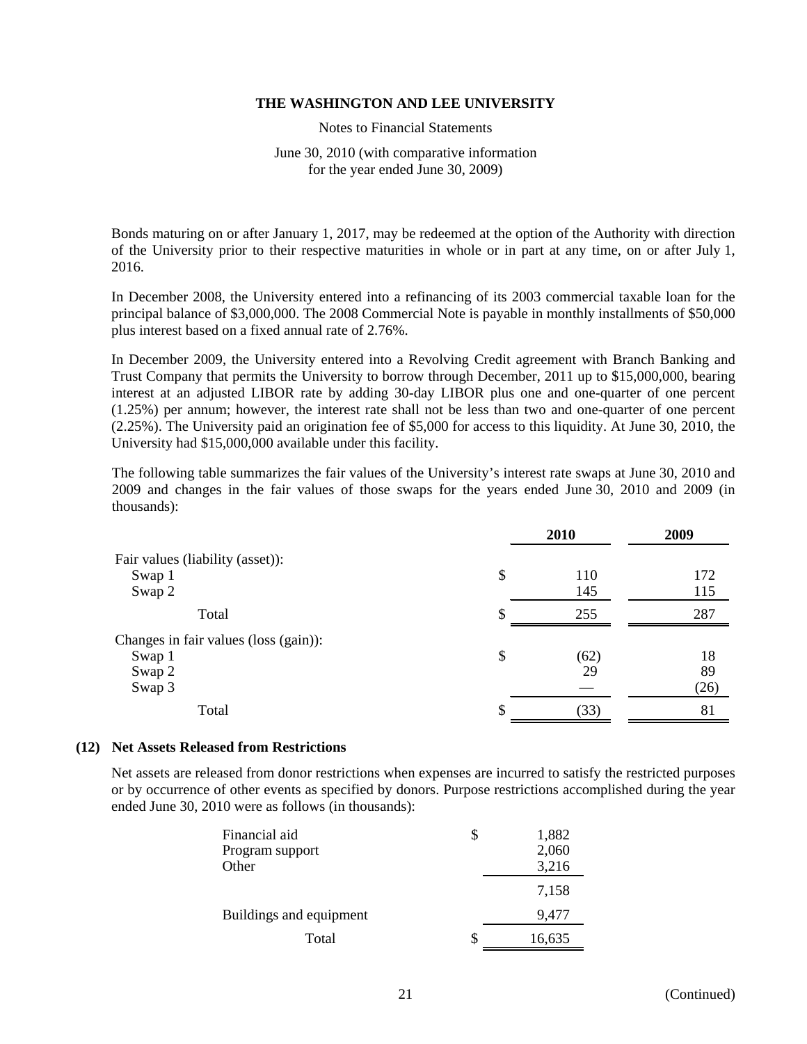Bonds maturing on or after January 1, 2017, may be redeemed at the option of the Authority with direction of the University prior to their respective maturities in whole or in part at any time, on or after July 1, 2016.

In December 2008, the University entered into a refinancing of its 2003 commercial taxable loan for the principal balance of $3,000,000. The 2008 Commercial Note is payable in monthly installments of $50,000 plus interest based on a fixed annual rate of 2.76%.

In December 2009, the University entered into a Revolving Credit agreement with Branch Banking and Trust Company that permits the University to borrow through December, 2011 up to $15,000,000, bearing interest at an adjusted LIBOR rate by adding 30-day LIBOR plus one and one-quarter of one percent (1.25%) per annum; however, the interest rate shall not be less than two and one-quarter of one percent (2.25%). The University paid an origination fee of $5,000 for access to this liquidity. At June 30, 2010, the University had $15,000,000 available under this facility.

The following table summarizes the fair values of the University's interest rate swaps at June 30, 2010 and 2009 and changes in the fair values of those swaps for the years ended June 30, 2010 and 2009 (in thousands):

| | 2010 | 2009 |
|---|---|---|
| Fair values (liability (asset)): | | |
| Swap 1 | $ 110 | 172 |
| Swap 2 | 145 | 115 |
| Total | $ 255 | 287 |
| Changes in fair values (loss (gain)): | | |
| Swap 1 | $ (62) | 18 |
| Swap 2 | 29 | 89 |
| Swap 3 | — | (26) |
| Total | $ (33) | 81 |

## (12) Net Assets Released from Restrictions

Net assets are released from donor restrictions when expenses are incurred to satisfy the restricted purposes or by occurrence of other events as specified by donors. Purpose restrictions accomplished during the year ended June 30, 2010 were as follows (in thousands):

| | |
|---|---|
| Financial aid | $ 1,882 |
| Program support | 2,060 |
| Other | 3,216 |
| | 7,158 |
| Buildings and equipment | 9,477 |
| Total | $ 16,635 |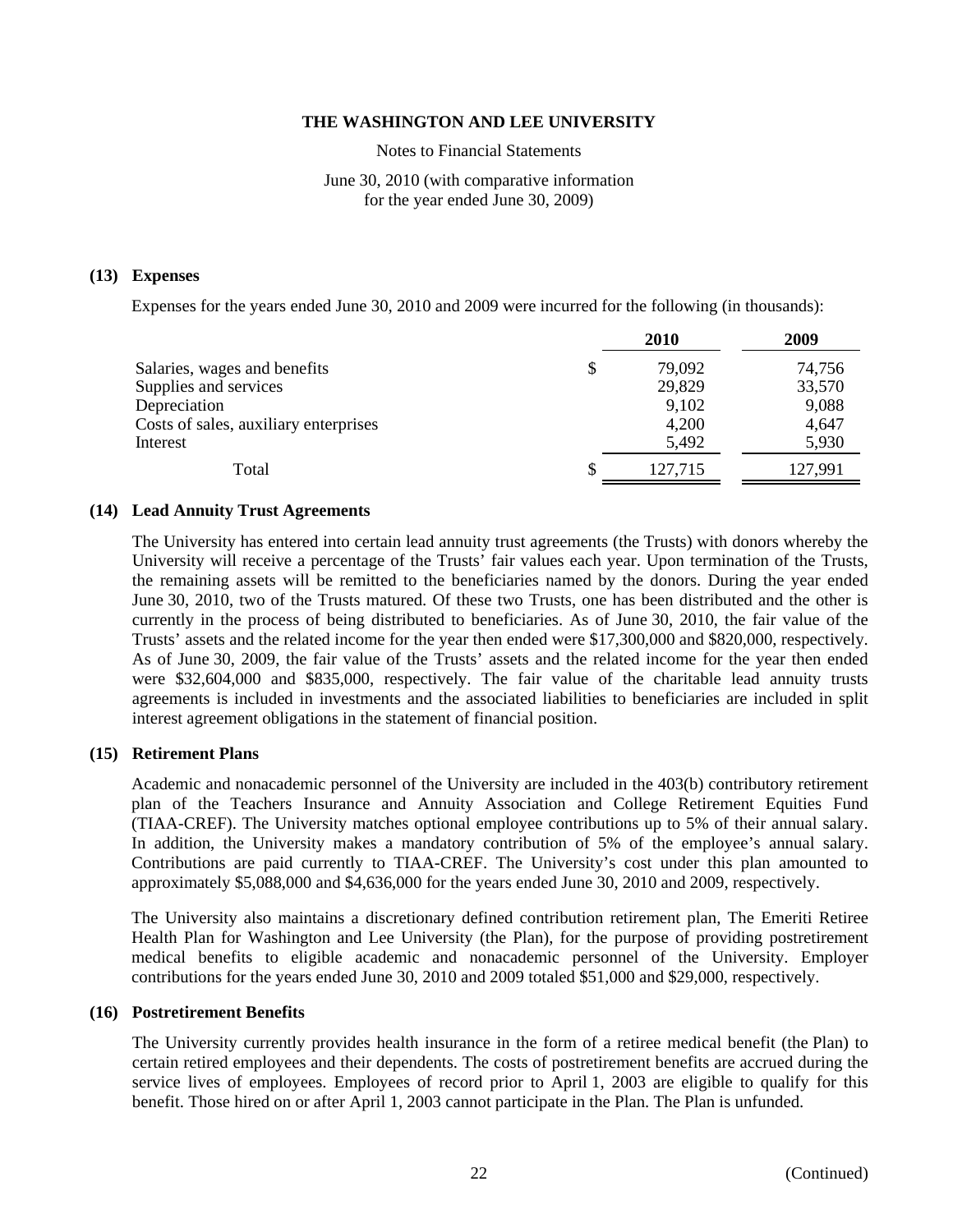# THE WASHINGTON AND LEE UNIVERSITY

Notes to Financial Statements

June 30, 2010 (with comparative information for the year ended June 30, 2009)

## (13) Expenses

Expenses for the years ended June 30, 2010 and 2009 were incurred for the following (in thousands):

| | | 2010 | 2009 |
|---|---|---|---|
| Salaries, wages and benefits | $ | 79,092 | 74,756 |
| Supplies and services | | 29,829 | 33,570 |
| Depreciation | | 9,102 | 9,088 |
| Costs of sales, auxiliary enterprises | | 4,200 | 4,647 |
| Interest | | 5,492 | 5,930 |
| Total | $ | 127,715 | 127,991 |

## (14) Lead Annuity Trust Agreements

The University has entered into certain lead annuity trust agreements (the Trusts) with donors whereby the University will receive a percentage of the Trusts' fair values each year. Upon termination of the Trusts, the remaining assets will be remitted to the beneficiaries named by the donors. During the year ended June 30, 2010, two of the Trusts matured. Of these two Trusts, one has been distributed and the other is currently in the process of being distributed to beneficiaries. As of June 30, 2010, the fair value of the Trusts' assets and the related income for the year then ended were $17,300,000 and $820,000, respectively. As of June 30, 2009, the fair value of the Trusts' assets and the related income for the year then ended were $32,604,000 and $835,000, respectively. The fair value of the charitable lead annuity trusts agreements is included in investments and the associated liabilities to beneficiaries are included in split interest agreement obligations in the statement of financial position.

## (15) Retirement Plans

Academic and nonacademic personnel of the University are included in the 403(b) contributory retirement plan of the Teachers Insurance and Annuity Association and College Retirement Equities Fund (TIAA-CREF). The University matches optional employee contributions up to 5% of their annual salary. In addition, the University makes a mandatory contribution of 5% of the employee's annual salary. Contributions are paid currently to TIAA-CREF. The University's cost under this plan amounted to approximately $5,088,000 and $4,636,000 for the years ended June 30, 2010 and 2009, respectively.

The University also maintains a discretionary defined contribution retirement plan, The Emeriti Retiree Health Plan for Washington and Lee University (the Plan), for the purpose of providing postretirement medical benefits to eligible academic and nonacademic personnel of the University. Employer contributions for the years ended June 30, 2010 and 2009 totaled $51,000 and $29,000, respectively.

## (16) Postretirement Benefits

The University currently provides health insurance in the form of a retiree medical benefit (the Plan) to certain retired employees and their dependents. The costs of postretirement benefits are accrued during the service lives of employees. Employees of record prior to April 1, 2003 are eligible to qualify for this benefit. Those hired on or after April 1, 2003 cannot participate in the Plan. The Plan is unfunded.

(Continued)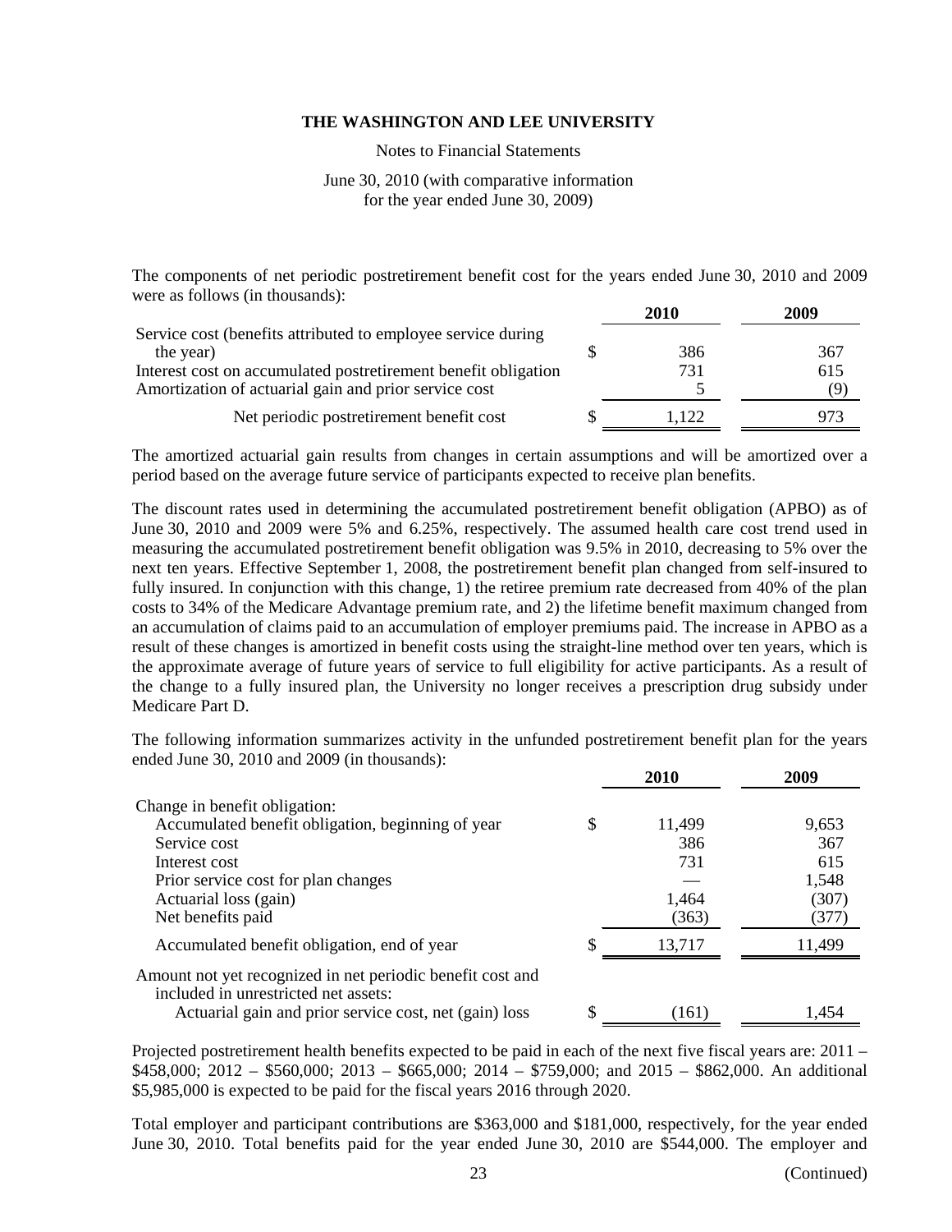The components of net periodic postretirement benefit cost for the years ended June 30, 2010 and 2009 were as follows (in thousands):

| | 2010 | 2009 |
|---|---|---|
| Service cost (benefits attributed to employee service during the year) | $ 386 | 367 |
| Interest cost on accumulated postretirement benefit obligation | 731 | 615 |
| Amortization of actuarial gain and prior service cost | 5 | (9) |
| Net periodic postretirement benefit cost | $ 1,122 | 973 |

The amortized actuarial gain results from changes in certain assumptions and will be amortized over a period based on the average future service of participants expected to receive plan benefits.

The discount rates used in determining the accumulated postretirement benefit obligation (APBO) as of June 30, 2010 and 2009 were 5% and 6.25%, respectively. The assumed health care cost trend used in measuring the accumulated postretirement benefit obligation was 9.5% in 2010, decreasing to 5% over the next ten years. Effective September 1, 2008, the postretirement benefit plan changed from self-insured to fully insured. In conjunction with this change, 1) the retiree premium rate decreased from 40% of the plan costs to 34% of the Medicare Advantage premium rate, and 2) the lifetime benefit maximum changed from an accumulation of claims paid to an accumulation of employer premiums paid. The increase in APBO as a result of these changes is amortized in benefit costs using the straight-line method over ten years, which is the approximate average of future years of service to full eligibility for active participants. As a result of the change to a fully insured plan, the University no longer receives a prescription drug subsidy under Medicare Part D.

The following information summarizes activity in the unfunded postretirement benefit plan for the years ended June 30, 2010 and 2009 (in thousands):

| | 2010 | 2009 |
|---|---|---|
| Change in benefit obligation: | | |
| Accumulated benefit obligation, beginning of year | $ 11,499 | 9,653 |
| Service cost | 386 | 367 |
| Interest cost | 731 | 615 |
| Prior service cost for plan changes | — | 1,548 |
| Actuarial loss (gain) | 1,464 | (307) |
| Net benefits paid | (363) | (377) |
| Accumulated benefit obligation, end of year | $ 13,717 | 11,499 |
| Amount not yet recognized in net periodic benefit cost and included in unrestricted net assets: | | |
| Actuarial gain and prior service cost, net (gain) loss | $ (161) | 1,454 |

Projected postretirement health benefits expected to be paid in each of the next five fiscal years are: 2011 – $458,000; 2012 – $560,000; 2013 – $665,000; 2014 – $759,000; and 2015 – $862,000. An additional $5,985,000 is expected to be paid for the fiscal years 2016 through 2020.

Total employer and participant contributions are $363,000 and $181,000, respectively, for the year ended June 30, 2010. Total benefits paid for the year ended June 30, 2010 are $544,000. The employer and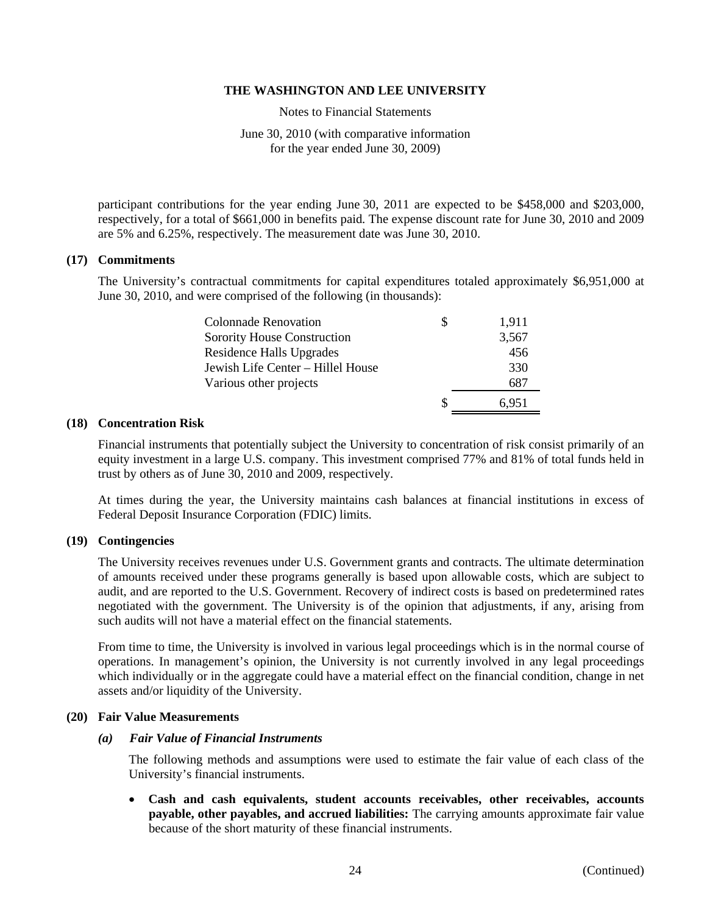participant contributions for the year ending June 30, 2011 are expected to be \$458,000 and \$203,000, respectively, for a total of \$661,000 in benefits paid. The expense discount rate for June 30, 2010 and 2009 are 5% and 6.25%, respectively. The measurement date was June 30, 2010.

## (17) Commitments

The University's contractual commitments for capital expenditures totaled approximately \$6,951,000 at June 30, 2010, and were comprised of the following (in thousands):

| | | |
|---|---|---|
| Colonnade Renovation | $ | 1,911 |
| Sorority House Construction | | 3,567 |
| Residence Halls Upgrades | | 456 |
| Jewish Life Center – Hillel House | | 330 |
| Various other projects | | 687 |
| | $ | 6,951 |

## (18) Concentration Risk

Financial instruments that potentially subject the University to concentration of risk consist primarily of an equity investment in a large U.S. company. This investment comprised 77% and 81% of total funds held in trust by others as of June 30, 2010 and 2009, respectively.

At times during the year, the University maintains cash balances at financial institutions in excess of Federal Deposit Insurance Corporation (FDIC) limits.

## (19) Contingencies

The University receives revenues under U.S. Government grants and contracts. The ultimate determination of amounts received under these programs generally is based upon allowable costs, which are subject to audit, and are reported to the U.S. Government. Recovery of indirect costs is based on predetermined rates negotiated with the government. The University is of the opinion that adjustments, if any, arising from such audits will not have a material effect on the financial statements.

From time to time, the University is involved in various legal proceedings which is in the normal course of operations. In management's opinion, the University is not currently involved in any legal proceedings which individually or in the aggregate could have a material effect on the financial condition, change in net assets and/or liquidity of the University.

## (20) Fair Value Measurements

### *(a) Fair Value of Financial Instruments*

The following methods and assumptions were used to estimate the fair value of each class of the University's financial instruments.

- **Cash and cash equivalents, student accounts receivables, other receivables, accounts payable, other payables, and accrued liabilities:** The carrying amounts approximate fair value because of the short maturity of these financial instruments.

(Continued)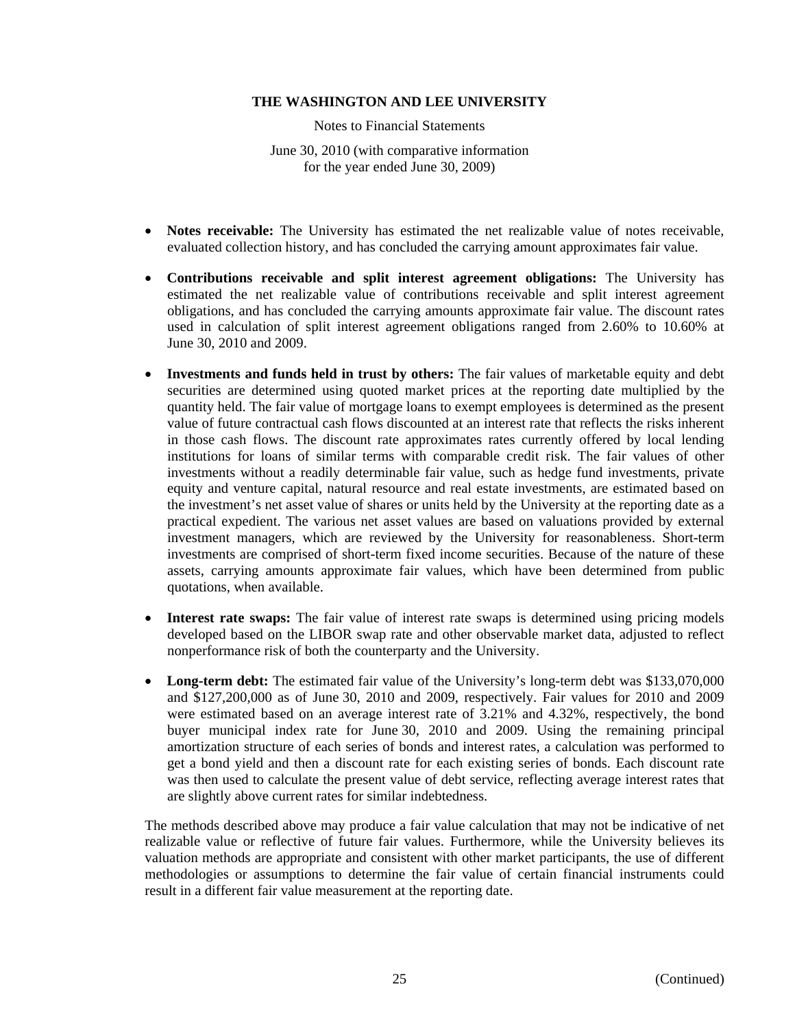- **Notes receivable:** The University has estimated the net realizable value of notes receivable, evaluated collection history, and has concluded the carrying amount approximates fair value.

- **Contributions receivable and split interest agreement obligations:** The University has estimated the net realizable value of contributions receivable and split interest agreement obligations, and has concluded the carrying amounts approximate fair value. The discount rates used in calculation of split interest agreement obligations ranged from 2.60% to 10.60% at June 30, 2010 and 2009.

- **Investments and funds held in trust by others:** The fair values of marketable equity and debt securities are determined using quoted market prices at the reporting date multiplied by the quantity held. The fair value of mortgage loans to exempt employees is determined as the present value of future contractual cash flows discounted at an interest rate that reflects the risks inherent in those cash flows. The discount rate approximates rates currently offered by local lending institutions for loans of similar terms with comparable credit risk. The fair values of other investments without a readily determinable fair value, such as hedge fund investments, private equity and venture capital, natural resource and real estate investments, are estimated based on the investment's net asset value of shares or units held by the University at the reporting date as a practical expedient. The various net asset values are based on valuations provided by external investment managers, which are reviewed by the University for reasonableness. Short-term investments are comprised of short-term fixed income securities. Because of the nature of these assets, carrying amounts approximate fair values, which have been determined from public quotations, when available.

- **Interest rate swaps:** The fair value of interest rate swaps is determined using pricing models developed based on the LIBOR swap rate and other observable market data, adjusted to reflect nonperformance risk of both the counterparty and the University.

- **Long-term debt:** The estimated fair value of the University's long-term debt was $133,070,000 and $127,200,000 as of June 30, 2010 and 2009, respectively. Fair values for 2010 and 2009 were estimated based on an average interest rate of 3.21% and 4.32%, respectively, the bond buyer municipal index rate for June 30, 2010 and 2009. Using the remaining principal amortization structure of each series of bonds and interest rates, a calculation was performed to get a bond yield and then a discount rate for each existing series of bonds. Each discount rate was then used to calculate the present value of debt service, reflecting average interest rates that are slightly above current rates for similar indebtedness.

The methods described above may produce a fair value calculation that may not be indicative of net realizable value or reflective of future fair values. Furthermore, while the University believes its valuation methods are appropriate and consistent with other market participants, the use of different methodologies or assumptions to determine the fair value of certain financial instruments could result in a different fair value measurement at the reporting date.

(Continued)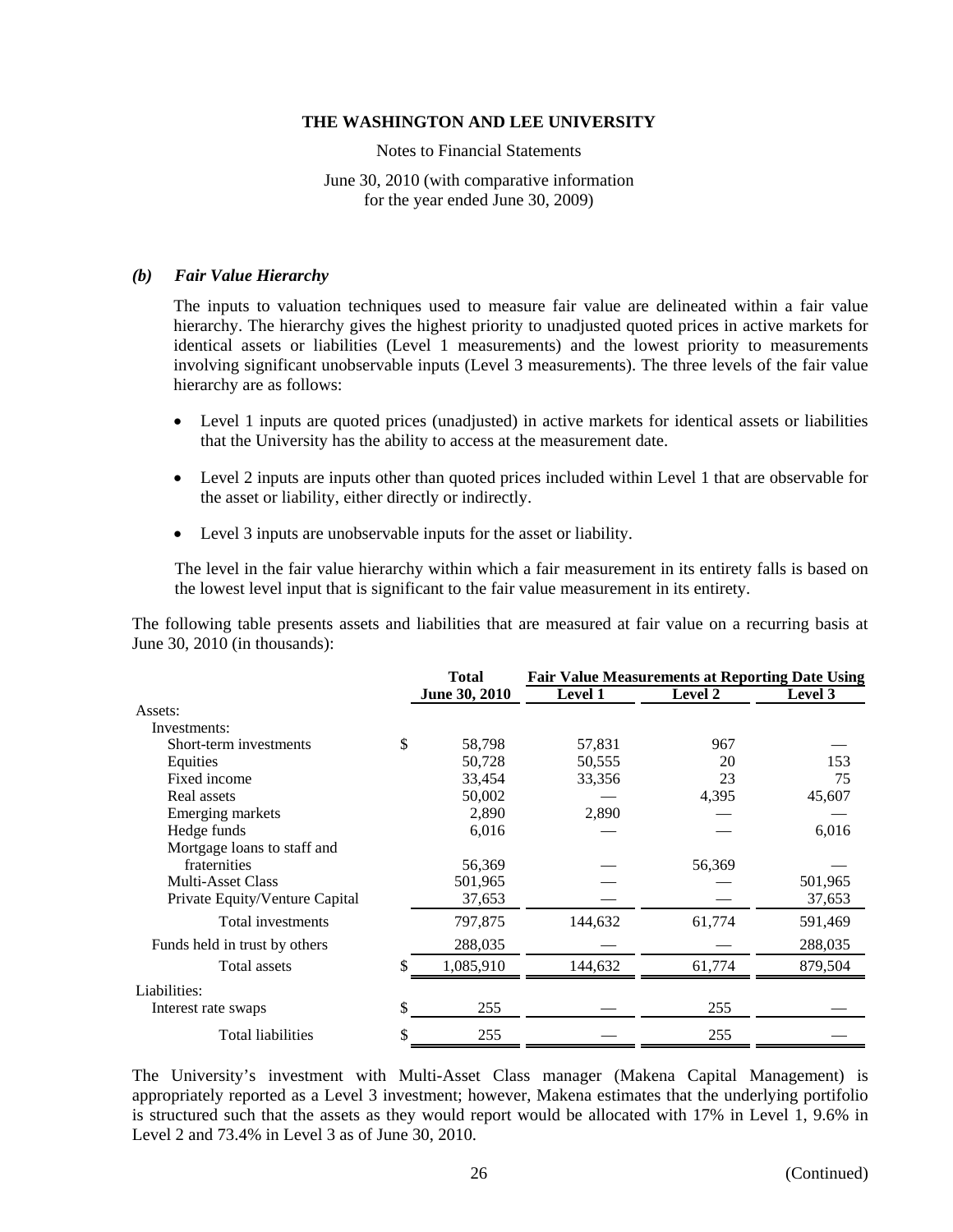### *(b) Fair Value Hierarchy*

The inputs to valuation techniques used to measure fair value are delineated within a fair value hierarchy. The hierarchy gives the highest priority to unadjusted quoted prices in active markets for identical assets or liabilities (Level 1 measurements) and the lowest priority to measurements involving significant unobservable inputs (Level 3 measurements). The three levels of the fair value hierarchy are as follows:

- Level 1 inputs are quoted prices (unadjusted) in active markets for identical assets or liabilities that the University has the ability to access at the measurement date.
- Level 2 inputs are inputs other than quoted prices included within Level 1 that are observable for the asset or liability, either directly or indirectly.
- Level 3 inputs are unobservable inputs for the asset or liability.

The level in the fair value hierarchy within which a fair measurement in its entirety falls is based on the lowest level input that is significant to the fair value measurement in its entirety.

The following table presents assets and liabilities that are measured at fair value on a recurring basis at June 30, 2010 (in thousands):

| | Total | Fair Value Measurements at Reporting Date Using | | |
|---|---|---|---|---|
| | June 30, 2010 | Level 1 | Level 2 | Level 3 |
| Assets: | | | | |
| Investments: | | | | |
| Short-term investments | $ 58,798 | 57,831 | 967 | — |
| Equities | 50,728 | 50,555 | 20 | 153 |
| Fixed income | 33,454 | 33,356 | 23 | 75 |
| Real assets | 50,002 | — | 4,395 | 45,607 |
| Emerging markets | 2,890 | 2,890 | — | — |
| Hedge funds | 6,016 | — | — | 6,016 |
| Mortgage loans to staff and fraternities | 56,369 | — | 56,369 | — |
| Multi-Asset Class | 501,965 | — | — | 501,965 |
| Private Equity/Venture Capital | 37,653 | — | — | 37,653 |
| Total investments | 797,875 | 144,632 | 61,774 | 591,469 |
| Funds held in trust by others | 288,035 | — | — | 288,035 |
| Total assets | $ 1,085,910 | 144,632 | 61,774 | 879,504 |
| Liabilities: | | | | |
| Interest rate swaps | $ 255 | — | 255 | — |
| Total liabilities | $ 255 | — | 255 | — |

The University's investment with Multi-Asset Class manager (Makena Capital Management) is appropriately reported as a Level 3 investment; however, Makena estimates that the underlying portifolio is structured such that the assets as they would report would be allocated with 17% in Level 1, 9.6% in Level 2 and 73.4% in Level 3 as of June 30, 2010.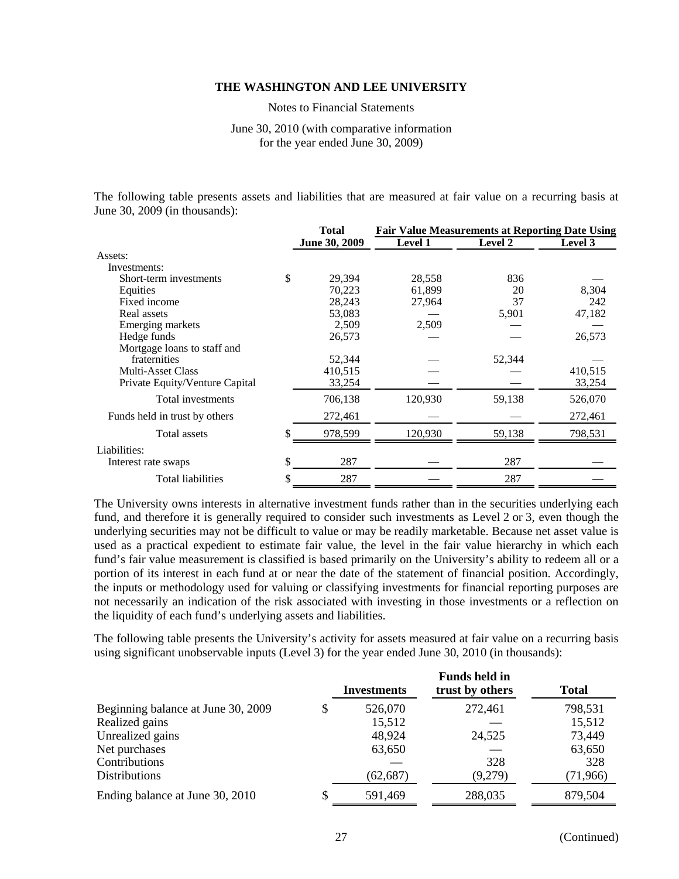The following table presents assets and liabilities that are measured at fair value on a recurring basis at June 30, 2009 (in thousands):

| | Total | Fair Value Measurements at Reporting Date Using | | |
|---|---|---|---|---|
| | June 30, 2009 | Level 1 | Level 2 | Level 3 |
| Assets: | | | | |
| Investments: | | | | |
| Short-term investments | $ 29,394 | 28,558 | 836 | — |
| Equities | 70,223 | 61,899 | 20 | 8,304 |
| Fixed income | 28,243 | 27,964 | 37 | 242 |
| Real assets | 53,083 | — | 5,901 | 47,182 |
| Emerging markets | 2,509 | 2,509 | — | — |
| Hedge funds | 26,573 | — | — | 26,573 |
| Mortgage loans to staff and fraternities | 52,344 | — | 52,344 | — |
| Multi-Asset Class | 410,515 | — | — | 410,515 |
| Private Equity/Venture Capital | 33,254 | — | — | 33,254 |
| Total investments | 706,138 | 120,930 | 59,138 | 526,070 |
| Funds held in trust by others | 272,461 | — | — | 272,461 |
| Total assets | $ 978,599 | 120,930 | 59,138 | 798,531 |
| Liabilities: | | | | |
| Interest rate swaps | $ 287 | — | 287 | — |
| Total liabilities | $ 287 | — | 287 | — |

The University owns interests in alternative investment funds rather than in the securities underlying each fund, and therefore it is generally required to consider such investments as Level 2 or 3, even though the underlying securities may not be difficult to value or may be readily marketable. Because net asset value is used as a practical expedient to estimate fair value, the level in the fair value hierarchy in which each fund's fair value measurement is classified is based primarily on the University's ability to redeem all or a portion of its interest in each fund at or near the date of the statement of financial position. Accordingly, the inputs or methodology used for valuing or classifying investments for financial reporting purposes are not necessarily an indication of the risk associated with investing in those investments or a reflection on the liquidity of each fund's underlying assets and liabilities.

The following table presents the University's activity for assets measured at fair value on a recurring basis using significant unobservable inputs (Level 3) for the year ended June 30, 2010 (in thousands):

| | Investments | Funds held in trust by others | Total |
|---|---|---|---|
| Beginning balance at June 30, 2009 | $ 526,070 | 272,461 | 798,531 |
| Realized gains | 15,512 | — | 15,512 |
| Unrealized gains | 48,924 | 24,525 | 73,449 |
| Net purchases | 63,650 | — | 63,650 |
| Contributions | — | 328 | 328 |
| Distributions | (62,687) | (9,279) | (71,966) |
| Ending balance at June 30, 2010 | $ 591,469 | 288,035 | 879,504 |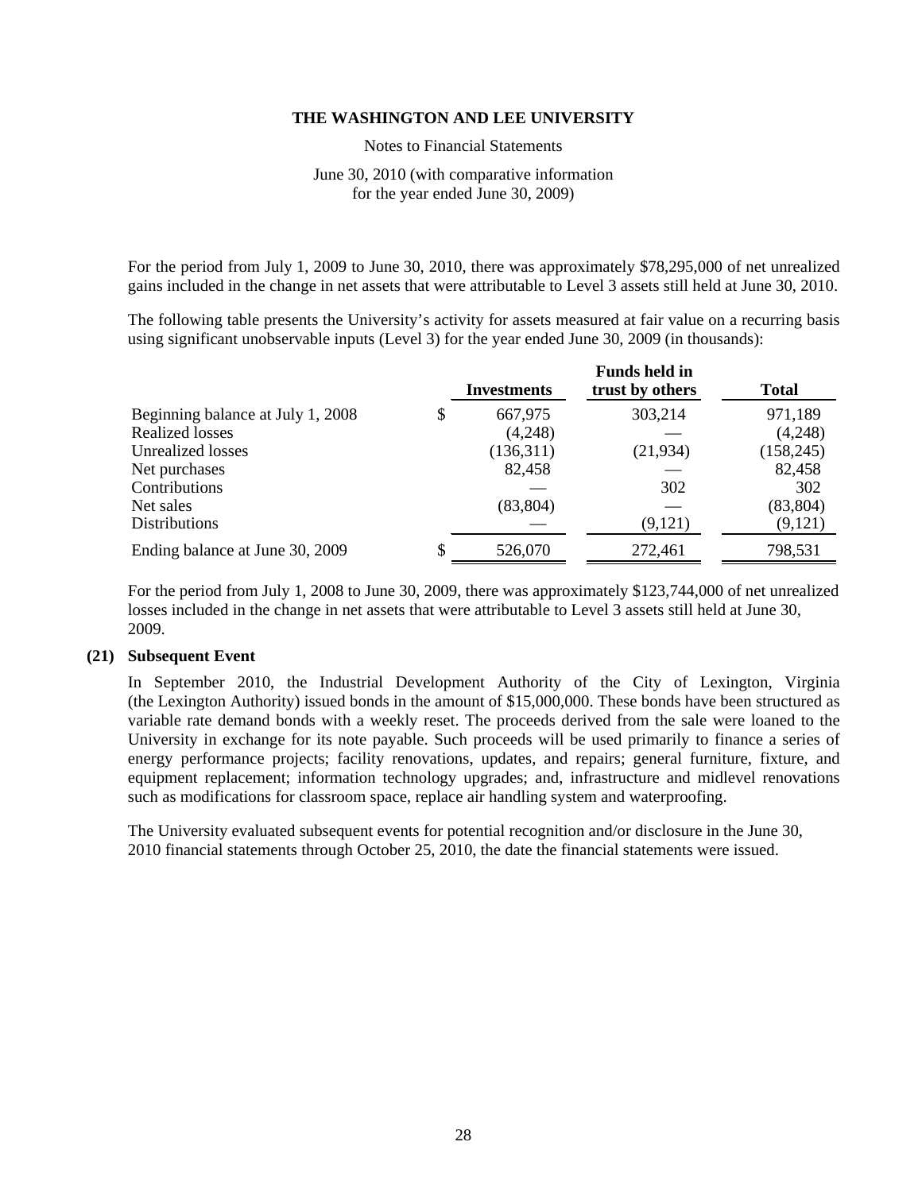For the period from July 1, 2009 to June 30, 2010, there was approximately $78,295,000 of net unrealized gains included in the change in net assets that were attributable to Level 3 assets still held at June 30, 2010.

The following table presents the University's activity for assets measured at fair value on a recurring basis using significant unobservable inputs (Level 3) for the year ended June 30, 2009 (in thousands):

| | Investments | Funds held in trust by others | Total |
|---|---|---|---|
| Beginning balance at July 1, 2008 | $ 667,975 | 303,214 | 971,189 |
| Realized losses | (4,248) | — | (4,248) |
| Unrealized losses | (136,311) | (21,934) | (158,245) |
| Net purchases | 82,458 | — | 82,458 |
| Contributions | — | 302 | 302 |
| Net sales | (83,804) | — | (83,804) |
| Distributions | — | (9,121) | (9,121) |
| Ending balance at June 30, 2009 | $ 526,070 | 272,461 | 798,531 |

For the period from July 1, 2008 to June 30, 2009, there was approximately $123,744,000 of net unrealized losses included in the change in net assets that were attributable to Level 3 assets still held at June 30, 2009.

## (21) Subsequent Event

In September 2010, the Industrial Development Authority of the City of Lexington, Virginia (the Lexington Authority) issued bonds in the amount of $15,000,000. These bonds have been structured as variable rate demand bonds with a weekly reset. The proceeds derived from the sale were loaned to the University in exchange for its note payable. Such proceeds will be used primarily to finance a series of energy performance projects; facility renovations, updates, and repairs; general furniture, fixture, and equipment replacement; information technology upgrades; and, infrastructure and midlevel renovations such as modifications for classroom space, replace air handling system and waterproofing.

The University evaluated subsequent events for potential recognition and/or disclosure in the June 30, 2010 financial statements through October 25, 2010, the date the financial statements were issued.